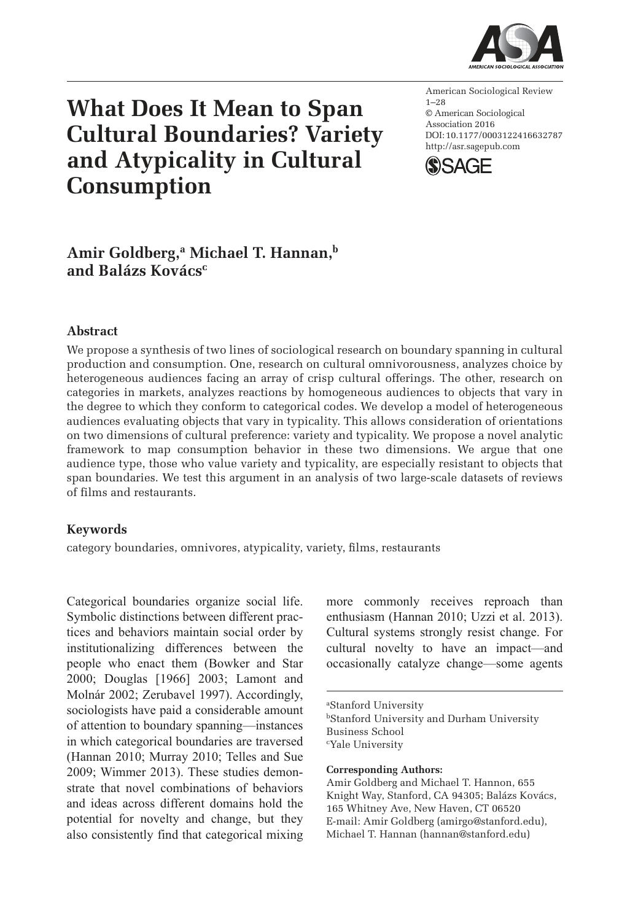# What Does It Mean to Span Cultural Boundaries? Variety and Atypicality in Cultural Consumption

American Sociological Review
1–28
© American Sociological Association 2016
DOI: 10.1177/0003122416632787
http://asr.sagepub.com

**Amir Goldberg,[a] Michael T. Hannan,[b] and Balázs Kovács[c]**

## Abstract

We propose a synthesis of two lines of sociological research on boundary spanning in cultural production and consumption. One, research on cultural omnivorousness, analyzes choice by heterogeneous audiences facing an array of crisp cultural offerings. The other, research on categories in markets, analyzes reactions by homogeneous audiences to objects that vary in the degree to which they conform to categorical codes. We develop a model of heterogeneous audiences evaluating objects that vary in typicality. This allows consideration of orientations on two dimensions of cultural preference: variety and typicality. We propose a novel analytic framework to map consumption behavior in these two dimensions. We argue that one audience type, those who value variety and typicality, are especially resistant to objects that span boundaries. We test this argument in an analysis of two large-scale datasets of reviews of films and restaurants.

## Keywords

category boundaries, omnivores, atypicality, variety, films, restaurants

Categorical boundaries organize social life. Symbolic distinctions between different practices and behaviors maintain social order by institutionalizing differences between the people who enact them (Bowker and Star 2000; Douglas [1966] 2003; Lamont and Molnár 2002; Zerubavel 1997). Accordingly, sociologists have paid a considerable amount of attention to boundary spanning—instances in which categorical boundaries are traversed (Hannan 2010; Murray 2010; Telles and Sue 2009; Wimmer 2013). These studies demonstrate that novel combinations of behaviors and ideas across different domains hold the potential for novelty and change, but they also consistently find that categorical mixing more commonly receives reproach than enthusiasm (Hannan 2010; Uzzi et al. 2013). Cultural systems strongly resist change. For cultural novelty to have an impact—and occasionally catalyze change—some agents

[a]Stanford University
[b]Stanford University and Durham University Business School
[c]Yale University

**Corresponding Authors:**
Amir Goldberg and Michael T. Hannon, 655 Knight Way, Stanford, CA 94305; Balázs Kovács, 165 Whitney Ave, New Haven, CT 06520
E-mail: Amir Goldberg (amirgo@stanford.edu), Michael T. Hannan (hannan@stanford.edu)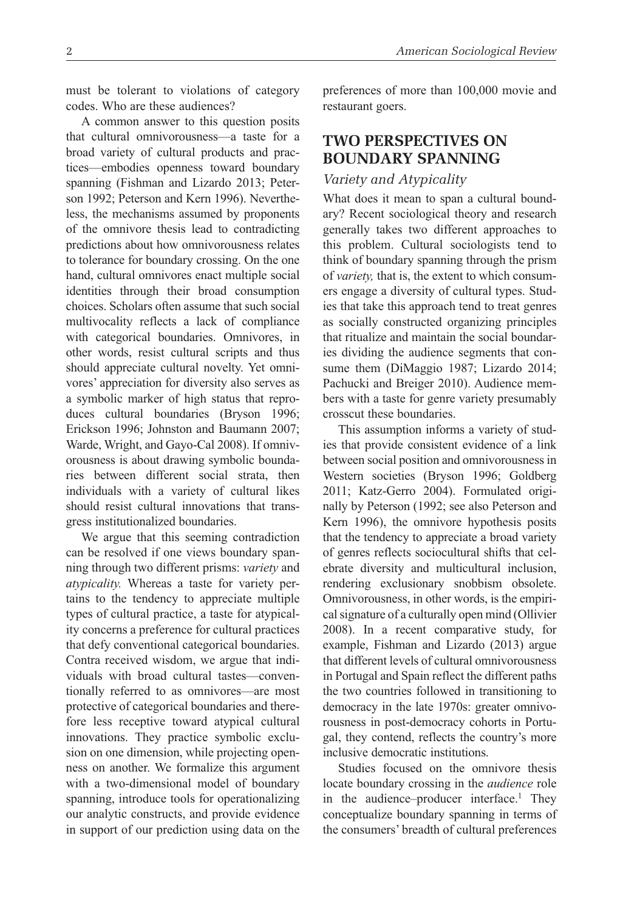must be tolerant to violations of category codes. Who are these audiences?

A common answer to this question posits that cultural omnivorousness—a taste for a broad variety of cultural products and practices—embodies openness toward boundary spanning (Fishman and Lizardo 2013; Peterson 1992; Peterson and Kern 1996). Nevertheless, the mechanisms assumed by proponents of the omnivore thesis lead to contradicting predictions about how omnivorousness relates to tolerance for boundary crossing. On the one hand, cultural omnivores enact multiple social identities through their broad consumption choices. Scholars often assume that such social multivocality reflects a lack of compliance with categorical boundaries. Omnivores, in other words, resist cultural scripts and thus should appreciate cultural novelty. Yet omnivores' appreciation for diversity also serves as a symbolic marker of high status that reproduces cultural boundaries (Bryson 1996; Erickson 1996; Johnston and Baumann 2007; Warde, Wright, and Gayo-Cal 2008). If omnivorousness is about drawing symbolic boundaries between different social strata, then individuals with a variety of cultural likes should resist cultural innovations that transgress institutionalized boundaries.

We argue that this seeming contradiction can be resolved if one views boundary spanning through two different prisms: *variety* and *atypicality.* Whereas a taste for variety pertains to the tendency to appreciate multiple types of cultural practice, a taste for atypicality concerns a preference for cultural practices that defy conventional categorical boundaries. Contra received wisdom, we argue that individuals with broad cultural tastes—conventionally referred to as omnivores—are most protective of categorical boundaries and therefore less receptive toward atypical cultural innovations. They practice symbolic exclusion on one dimension, while projecting openness on another. We formalize this argument with a two-dimensional model of boundary spanning, introduce tools for operationalizing our analytic constructs, and provide evidence in support of our prediction using data on the preferences of more than 100,000 movie and restaurant goers.

## TWO PERSPECTIVES ON BOUNDARY SPANNING

### *Variety and Atypicality*

What does it mean to span a cultural boundary? Recent sociological theory and research generally takes two different approaches to this problem. Cultural sociologists tend to think of boundary spanning through the prism of *variety,* that is, the extent to which consumers engage a diversity of cultural types. Studies that take this approach tend to treat genres as socially constructed organizing principles that ritualize and maintain the social boundaries dividing the audience segments that consume them (DiMaggio 1987; Lizardo 2014; Pachucki and Breiger 2010). Audience members with a taste for genre variety presumably crosscut these boundaries.

This assumption informs a variety of studies that provide consistent evidence of a link between social position and omnivorousness in Western societies (Bryson 1996; Goldberg 2011; Katz-Gerro 2004). Formulated originally by Peterson (1992; see also Peterson and Kern 1996), the omnivore hypothesis posits that the tendency to appreciate a broad variety of genres reflects sociocultural shifts that celebrate diversity and multicultural inclusion, rendering exclusionary snobbism obsolete. Omnivorousness, in other words, is the empirical signature of a culturally open mind (Ollivier 2008). In a recent comparative study, for example, Fishman and Lizardo (2013) argue that different levels of cultural omnivorousness in Portugal and Spain reflect the different paths the two countries followed in transitioning to democracy in the late 1970s: greater omnivorousness in post-democracy cohorts in Portugal, they contend, reflects the country's more inclusive democratic institutions.

Studies focused on the omnivore thesis locate boundary crossing in the *audience* role in the audience–producer interface.[1] They conceptualize boundary spanning in terms of the consumers' breadth of cultural preferences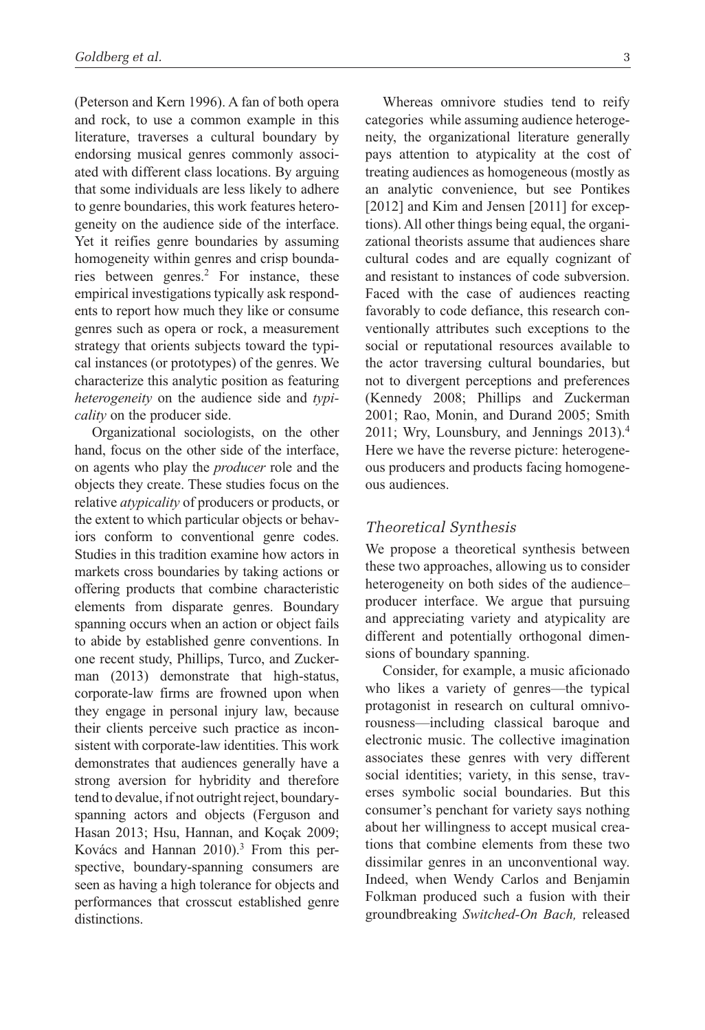(Peterson and Kern 1996). A fan of both opera and rock, to use a common example in this literature, traverses a cultural boundary by endorsing musical genres commonly associated with different class locations. By arguing that some individuals are less likely to adhere to genre boundaries, this work features heterogeneity on the audience side of the interface. Yet it reifies genre boundaries by assuming homogeneity within genres and crisp boundaries between genres.[2] For instance, these empirical investigations typically ask respondents to report how much they like or consume genres such as opera or rock, a measurement strategy that orients subjects toward the typical instances (or prototypes) of the genres. We characterize this analytic position as featuring *heterogeneity* on the audience side and *typicality* on the producer side.

Organizational sociologists, on the other hand, focus on the other side of the interface, on agents who play the *producer* role and the objects they create. These studies focus on the relative *atypicality* of producers or products, or the extent to which particular objects or behaviors conform to conventional genre codes. Studies in this tradition examine how actors in markets cross boundaries by taking actions or offering products that combine characteristic elements from disparate genres. Boundary spanning occurs when an action or object fails to abide by established genre conventions. In one recent study, Phillips, Turco, and Zuckerman (2013) demonstrate that high-status, corporate-law firms are frowned upon when they engage in personal injury law, because their clients perceive such practice as inconsistent with corporate-law identities. This work demonstrates that audiences generally have a strong aversion for hybridity and therefore tend to devalue, if not outright reject, boundary-spanning actors and objects (Ferguson and Hasan 2013; Hsu, Hannan, and Koçak 2009; Kovács and Hannan 2010).[3] From this perspective, boundary-spanning consumers are seen as having a high tolerance for objects and performances that crosscut established genre distinctions.

Whereas omnivore studies tend to reify categories while assuming audience heterogeneity, the organizational literature generally pays attention to atypicality at the cost of treating audiences as homogeneous (mostly as an analytic convenience, but see Pontikes [2012] and Kim and Jensen [2011] for exceptions). All other things being equal, the organizational theorists assume that audiences share cultural codes and are equally cognizant of and resistant to instances of code subversion. Faced with the case of audiences reacting favorably to code defiance, this research conventionally attributes such exceptions to the social or reputational resources available to the actor traversing cultural boundaries, but not to divergent perceptions and preferences (Kennedy 2008; Phillips and Zuckerman 2001; Rao, Monin, and Durand 2005; Smith 2011; Wry, Lounsbury, and Jennings 2013).[4] Here we have the reverse picture: heterogeneous producers and products facing homogeneous audiences.

### *Theoretical Synthesis*

We propose a theoretical synthesis between these two approaches, allowing us to consider heterogeneity on both sides of the audience–producer interface. We argue that pursuing and appreciating variety and atypicality are different and potentially orthogonal dimensions of boundary spanning.

Consider, for example, a music aficionado who likes a variety of genres—the typical protagonist in research on cultural omnivorousness—including classical baroque and electronic music. The collective imagination associates these genres with very different social identities; variety, in this sense, traverses symbolic social boundaries. But this consumer's penchant for variety says nothing about her willingness to accept musical creations that combine elements from these two dissimilar genres in an unconventional way. Indeed, when Wendy Carlos and Benjamin Folkman produced such a fusion with their groundbreaking *Switched-On Bach,* released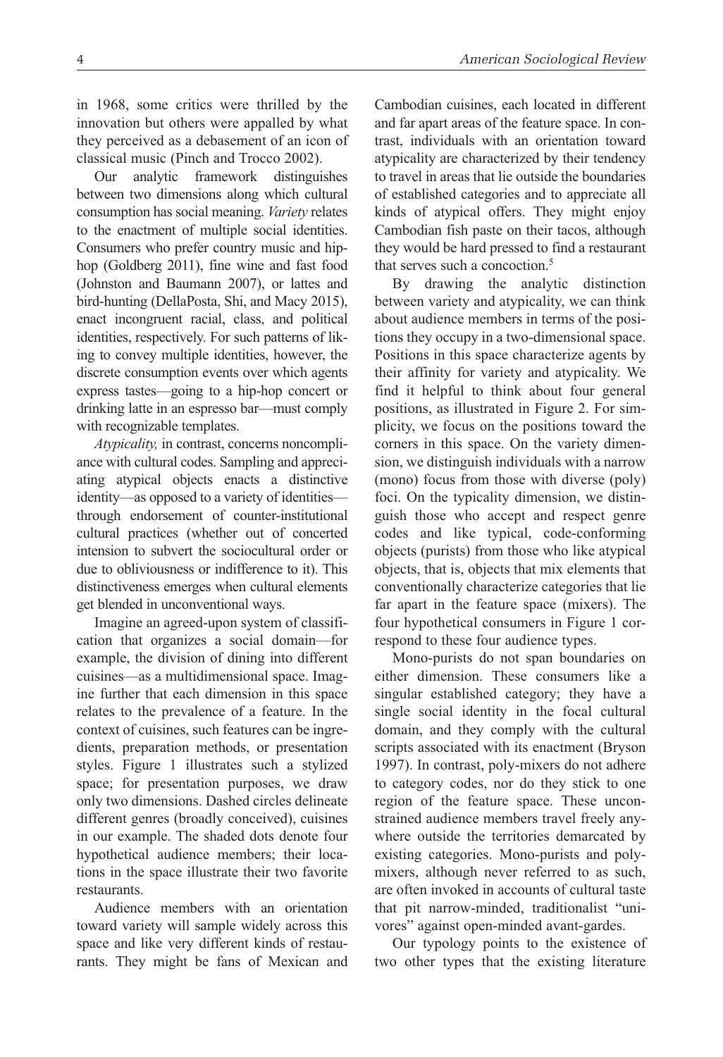in 1968, some critics were thrilled by the innovation but others were appalled by what they perceived as a debasement of an icon of classical music (Pinch and Trocco 2002).

Our analytic framework distinguishes between two dimensions along which cultural consumption has social meaning. *Variety* relates to the enactment of multiple social identities. Consumers who prefer country music and hip-hop (Goldberg 2011), fine wine and fast food (Johnston and Baumann 2007), or lattes and bird-hunting (DellaPosta, Shi, and Macy 2015), enact incongruent racial, class, and political identities, respectively. For such patterns of liking to convey multiple identities, however, the discrete consumption events over which agents express tastes—going to a hip-hop concert or drinking latte in an espresso bar—must comply with recognizable templates.

*Atypicality,* in contrast, concerns noncompliance with cultural codes. Sampling and appreciating atypical objects enacts a distinctive identity—as opposed to a variety of identities—through endorsement of counter-institutional cultural practices (whether out of concerted intension to subvert the sociocultural order or due to obliviousness or indifference to it). This distinctiveness emerges when cultural elements get blended in unconventional ways.

Imagine an agreed-upon system of classification that organizes a social domain—for example, the division of dining into different cuisines—as a multidimensional space. Imagine further that each dimension in this space relates to the prevalence of a feature. In the context of cuisines, such features can be ingredients, preparation methods, or presentation styles. Figure 1 illustrates such a stylized space; for presentation purposes, we draw only two dimensions. Dashed circles delineate different genres (broadly conceived), cuisines in our example. The shaded dots denote four hypothetical audience members; their locations in the space illustrate their two favorite restaurants.

Audience members with an orientation toward variety will sample widely across this space and like very different kinds of restaurants. They might be fans of Mexican and Cambodian cuisines, each located in different and far apart areas of the feature space. In contrast, individuals with an orientation toward atypicality are characterized by their tendency to travel in areas that lie outside the boundaries of established categories and to appreciate all kinds of atypical offers. They might enjoy Cambodian fish paste on their tacos, although they would be hard pressed to find a restaurant that serves such a concoction.[5]

By drawing the analytic distinction between variety and atypicality, we can think about audience members in terms of the positions they occupy in a two-dimensional space. Positions in this space characterize agents by their affinity for variety and atypicality. We find it helpful to think about four general positions, as illustrated in Figure 2. For simplicity, we focus on the positions toward the corners in this space. On the variety dimension, we distinguish individuals with a narrow (mono) focus from those with diverse (poly) foci. On the typicality dimension, we distinguish those who accept and respect genre codes and like typical, code-conforming objects (purists) from those who like atypical objects, that is, objects that mix elements that conventionally characterize categories that lie far apart in the feature space (mixers). The four hypothetical consumers in Figure 1 correspond to these four audience types.

Mono-purists do not span boundaries on either dimension. These consumers like a singular established category; they have a single social identity in the focal cultural domain, and they comply with the cultural scripts associated with its enactment (Bryson 1997). In contrast, poly-mixers do not adhere to category codes, nor do they stick to one region of the feature space. These unconstrained audience members travel freely anywhere outside the territories demarcated by existing categories. Mono-purists and poly-mixers, although never referred to as such, are often invoked in accounts of cultural taste that pit narrow-minded, traditionalist "univores" against open-minded avant-gardes.

Our typology points to the existence of two other types that the existing literature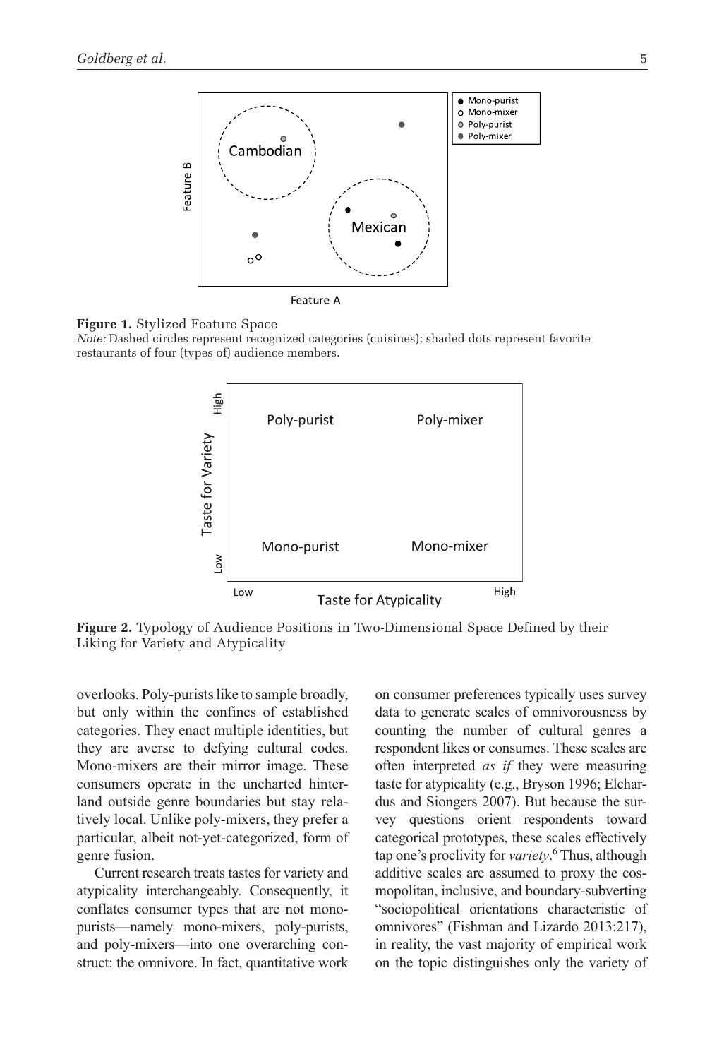**Figure 1.** Stylized Feature Space

*Note:* Dashed circles represent recognized categories (cuisines); shaded dots represent favorite restaurants of four (types of) audience members.

**Figure 2.** Typology of Audience Positions in Two-Dimensional Space Defined by their Liking for Variety and Atypicality

overlooks. Poly-purists like to sample broadly, but only within the confines of established categories. They enact multiple identities, but they are averse to defying cultural codes. Mono-mixers are their mirror image. These consumers operate in the uncharted hinterland outside genre boundaries but stay relatively local. Unlike poly-mixers, they prefer a particular, albeit not-yet-categorized, form of genre fusion.

Current research treats tastes for variety and atypicality interchangeably. Consequently, it conflates consumer types that are not mono-purists—namely mono-mixers, poly-purists, and poly-mixers—into one overarching construct: the omnivore. In fact, quantitative work on consumer preferences typically uses survey data to generate scales of omnivorousness by counting the number of cultural genres a respondent likes or consumes. These scales are often interpreted *as if* they were measuring taste for atypicality (e.g., Bryson 1996; Elchardus and Siongers 2007). But because the survey questions orient respondents toward categorical prototypes, these scales effectively tap one's proclivity for *variety*.[6] Thus, although additive scales are assumed to proxy the cosmopolitan, inclusive, and boundary-subverting "sociopolitical orientations characteristic of omnivores" (Fishman and Lizardo 2013:217), in reality, the vast majority of empirical work on the topic distinguishes only the variety of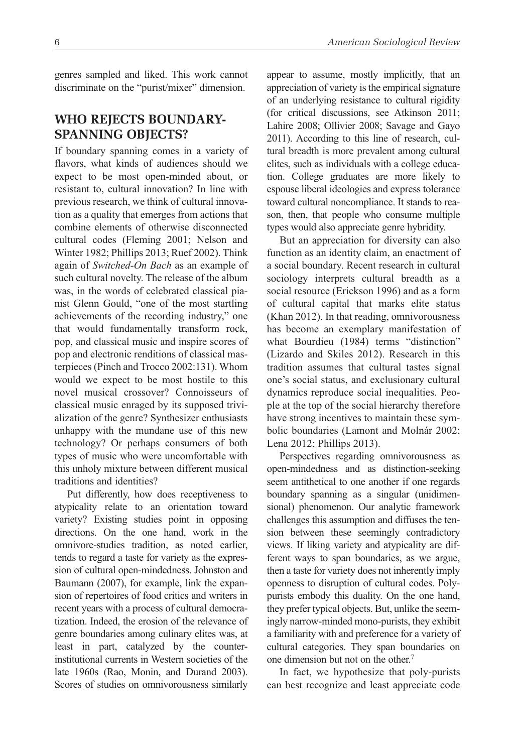genres sampled and liked. This work cannot discriminate on the "purist/mixer" dimension.

## WHO REJECTS BOUNDARY-SPANNING OBJECTS?

If boundary spanning comes in a variety of flavors, what kinds of audiences should we expect to be most open-minded about, or resistant to, cultural innovation? In line with previous research, we think of cultural innovation as a quality that emerges from actions that combine elements of otherwise disconnected cultural codes (Fleming 2001; Nelson and Winter 1982; Phillips 2013; Ruef 2002). Think again of *Switched-On Bach* as an example of such cultural novelty. The release of the album was, in the words of celebrated classical pianist Glenn Gould, "one of the most startling achievements of the recording industry," one that would fundamentally transform rock, pop, and classical music and inspire scores of pop and electronic renditions of classical masterpieces (Pinch and Trocco 2002:131). Whom would we expect to be most hostile to this novel musical crossover? Connoisseurs of classical music enraged by its supposed trivialization of the genre? Synthesizer enthusiasts unhappy with the mundane use of this new technology? Or perhaps consumers of both types of music who were uncomfortable with this unholy mixture between different musical traditions and identities?

Put differently, how does receptiveness to atypicality relate to an orientation toward variety? Existing studies point in opposing directions. On the one hand, work in the omnivore-studies tradition, as noted earlier, tends to regard a taste for variety as the expression of cultural open-mindedness. Johnston and Baumann (2007), for example, link the expansion of repertoires of food critics and writers in recent years with a process of cultural democratization. Indeed, the erosion of the relevance of genre boundaries among culinary elites was, at least in part, catalyzed by the counter-institutional currents in Western societies of the late 1960s (Rao, Monin, and Durand 2003). Scores of studies on omnivorousness similarly appear to assume, mostly implicitly, that an appreciation of variety is the empirical signature of an underlying resistance to cultural rigidity (for critical discussions, see Atkinson 2011; Lahire 2008; Ollivier 2008; Savage and Gayo 2011). According to this line of research, cultural breadth is more prevalent among cultural elites, such as individuals with a college education. College graduates are more likely to espouse liberal ideologies and express tolerance toward cultural noncompliance. It stands to reason, then, that people who consume multiple types would also appreciate genre hybridity.

But an appreciation for diversity can also function as an identity claim, an enactment of a social boundary. Recent research in cultural sociology interprets cultural breadth as a social resource (Erickson 1996) and as a form of cultural capital that marks elite status (Khan 2012). In that reading, omnivorousness has become an exemplary manifestation of what Bourdieu (1984) terms "distinction" (Lizardo and Skiles 2012). Research in this tradition assumes that cultural tastes signal one's social status, and exclusionary cultural dynamics reproduce social inequalities. People at the top of the social hierarchy therefore have strong incentives to maintain these symbolic boundaries (Lamont and Molnár 2002; Lena 2012; Phillips 2013).

Perspectives regarding omnivorousness as open-mindedness and as distinction-seeking seem antithetical to one another if one regards boundary spanning as a singular (unidimensional) phenomenon. Our analytic framework challenges this assumption and diffuses the tension between these seemingly contradictory views. If liking variety and atypicality are different ways to span boundaries, as we argue, then a taste for variety does not inherently imply openness to disruption of cultural codes. Poly-purists embody this duality. On the one hand, they prefer typical objects. But, unlike the seemingly narrow-minded mono-purists, they exhibit a familiarity with and preference for a variety of cultural categories. They span boundaries on one dimension but not on the other.[7]

In fact, we hypothesize that poly-purists can best recognize and least appreciate code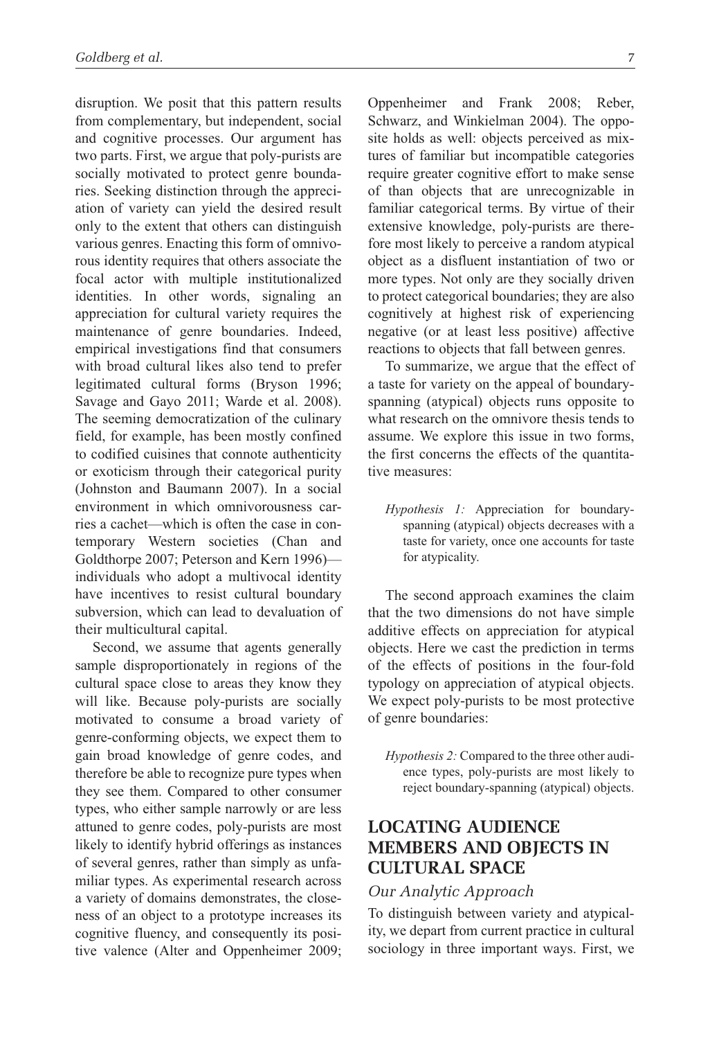disruption. We posit that this pattern results from complementary, but independent, social and cognitive processes. Our argument has two parts. First, we argue that poly-purists are socially motivated to protect genre boundaries. Seeking distinction through the appreciation of variety can yield the desired result only to the extent that others can distinguish various genres. Enacting this form of omnivorous identity requires that others associate the focal actor with multiple institutionalized identities. In other words, signaling an appreciation for cultural variety requires the maintenance of genre boundaries. Indeed, empirical investigations find that consumers with broad cultural likes also tend to prefer legitimated cultural forms (Bryson 1996; Savage and Gayo 2011; Warde et al. 2008). The seeming democratization of the culinary field, for example, has been mostly confined to codified cuisines that connote authenticity or exoticism through their categorical purity (Johnston and Baumann 2007). In a social environment in which omnivorousness carries a cachet—which is often the case in contemporary Western societies (Chan and Goldthorpe 2007; Peterson and Kern 1996)—individuals who adopt a multivocal identity have incentives to resist cultural boundary subversion, which can lead to devaluation of their multicultural capital.

Second, we assume that agents generally sample disproportionately in regions of the cultural space close to areas they know they will like. Because poly-purists are socially motivated to consume a broad variety of genre-conforming objects, we expect them to gain broad knowledge of genre codes, and therefore be able to recognize pure types when they see them. Compared to other consumer types, who either sample narrowly or are less attuned to genre codes, poly-purists are most likely to identify hybrid offerings as instances of several genres, rather than simply as unfamiliar types. As experimental research across a variety of domains demonstrates, the closeness of an object to a prototype increases its cognitive fluency, and consequently its positive valence (Alter and Oppenheimer 2009; Oppenheimer and Frank 2008; Reber, Schwarz, and Winkielman 2004). The opposite holds as well: objects perceived as mixtures of familiar but incompatible categories require greater cognitive effort to make sense of than objects that are unrecognizable in familiar categorical terms. By virtue of their extensive knowledge, poly-purists are therefore most likely to perceive a random atypical object as a disfluent instantiation of two or more types. Not only are they socially driven to protect categorical boundaries; they are also cognitively at highest risk of experiencing negative (or at least less positive) affective reactions to objects that fall between genres.

To summarize, we argue that the effect of a taste for variety on the appeal of boundary-spanning (atypical) objects runs opposite to what research on the omnivore thesis tends to assume. We explore this issue in two forms, the first concerns the effects of the quantitative measures:

> *Hypothesis 1:* Appreciation for boundary-spanning (atypical) objects decreases with a taste for variety, once one accounts for taste for atypicality.

The second approach examines the claim that the two dimensions do not have simple additive effects on appreciation for atypical objects. Here we cast the prediction in terms of the effects of positions in the four-fold typology on appreciation of atypical objects. We expect poly-purists to be most protective of genre boundaries:

> *Hypothesis 2:* Compared to the three other audience types, poly-purists are most likely to reject boundary-spanning (atypical) objects.

## LOCATING AUDIENCE MEMBERS AND OBJECTS IN CULTURAL SPACE

### *Our Analytic Approach*

To distinguish between variety and atypicality, we depart from current practice in cultural sociology in three important ways. First, we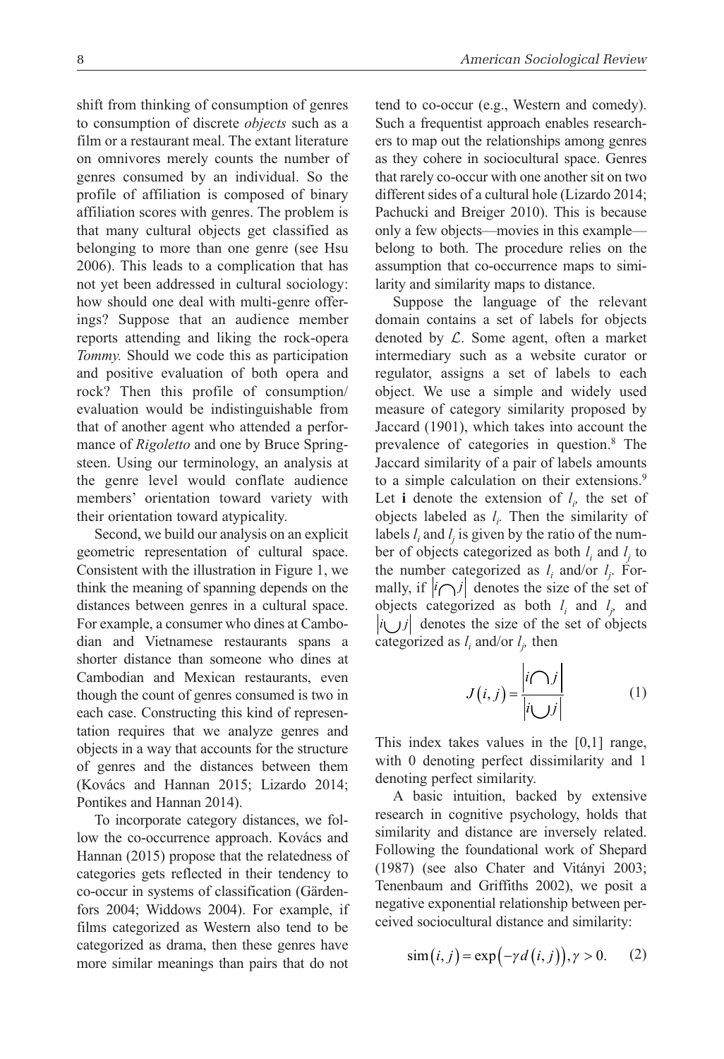shift from thinking of consumption of genres to consumption of discrete *objects* such as a film or a restaurant meal. The extant literature on omnivores merely counts the number of genres consumed by an individual. So the profile of affiliation is composed of binary affiliation scores with genres. The problem is that many cultural objects get classified as belonging to more than one genre (see Hsu 2006). This leads to a complication that has not yet been addressed in cultural sociology: how should one deal with multi-genre offerings? Suppose that an audience member reports attending and liking the rock-opera *Tommy.* Should we code this as participation and positive evaluation of both opera and rock? Then this profile of consumption/evaluation would be indistinguishable from that of another agent who attended a performance of *Rigoletto* and one by Bruce Springsteen. Using our terminology, an analysis at the genre level would conflate audience members' orientation toward variety with their orientation toward atypicality.

Second, we build our analysis on an explicit geometric representation of cultural space. Consistent with the illustration in Figure 1, we think the meaning of spanning depends on the distances between genres in a cultural space. For example, a consumer who dines at Cambodian and Vietnamese restaurants spans a shorter distance than someone who dines at Cambodian and Mexican restaurants, even though the count of genres consumed is two in each case. Constructing this kind of representation requires that we analyze genres and objects in a way that accounts for the structure of genres and the distances between them (Kovács and Hannan 2015; Lizardo 2014; Pontikes and Hannan 2014).

To incorporate category distances, we follow the co-occurrence approach. Kovács and Hannan (2015) propose that the relatedness of categories gets reflected in their tendency to co-occur in systems of classification (Gärdenfors 2004; Widdows 2004). For example, if films categorized as Western also tend to be categorized as drama, then these genres have more similar meanings than pairs that do not tend to co-occur (e.g., Western and comedy). Such a frequentist approach enables researchers to map out the relationships among genres as they cohere in sociocultural space. Genres that rarely co-occur with one another sit on two different sides of a cultural hole (Lizardo 2014; Pachucki and Breiger 2010). This is because only a few objects—movies in this example—belong to both. The procedure relies on the assumption that co-occurrence maps to similarity and similarity maps to distance.

Suppose the language of the relevant domain contains a set of labels for objects denoted by $\mathcal{L}$. Some agent, often a market intermediary such as a website curator or regulator, assigns a set of labels to each object. We use a simple and widely used measure of category similarity proposed by Jaccard (1901), which takes into account the prevalence of categories in question.[8] The Jaccard similarity of a pair of labels amounts to a simple calculation on their extensions.[9] Let $\mathbf{i}$ denote the extension of $l_i$, the set of objects labeled as $l_i$. Then the similarity of labels $l_i$ and $l_j$ is given by the ratio of the number of objects categorized as both $l_i$ and $l_j$ to the number categorized as $l_i$ and/or $l_j$. Formally, if $|i \cap j|$ denotes the size of the set of objects categorized as both $l_i$ and $l_j$, and $|i \cup j|$ denotes the size of the set of objects categorized as $l_i$ and/or $l_j$, then

$$J(i,j) = \frac{|i \cap j|}{|i \cup j|} \tag{1}$$

This index takes values in the [0,1] range, with 0 denoting perfect dissimilarity and 1 denoting perfect similarity.

A basic intuition, backed by extensive research in cognitive psychology, holds that similarity and distance are inversely related. Following the foundational work of Shepard (1987) (see also Chater and Vitányi 2003; Tenenbaum and Griffiths 2002), we posit a negative exponential relationship between perceived sociocultural distance and similarity:

$$\text{sim}(i,j) = \exp(-\gamma d(i,j)), \gamma > 0. \tag{2}$$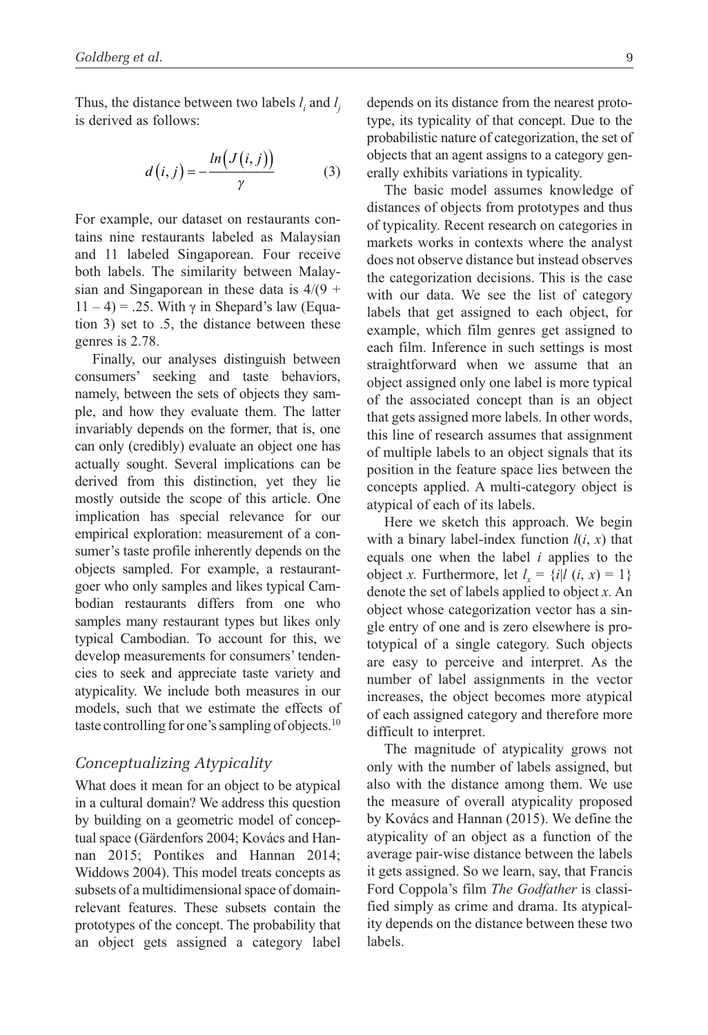Thus, the distance between two labels $l_i$ and $l_j$ is derived as follows:

$$d\left(i,j\right)=-\frac{ln\left(J\left(i,j\right)\right)}{\gamma} \quad (3)$$

For example, our dataset on restaurants contains nine restaurants labeled as Malaysian and 11 labeled Singaporean. Four receive both labels. The similarity between Malaysian and Singaporean in these data is $4/(9 + 11 - 4) = .25$. With $\gamma$ in Shepard's law (Equation 3) set to .5, the distance between these genres is 2.78.

Finally, our analyses distinguish between consumers' seeking and taste behaviors, namely, between the sets of objects they sample, and how they evaluate them. The latter invariably depends on the former, that is, one can only (credibly) evaluate an object one has actually sought. Several implications can be derived from this distinction, yet they lie mostly outside the scope of this article. One implication has special relevance for our empirical exploration: measurement of a consumer's taste profile inherently depends on the objects sampled. For example, a restaurant-goer who only samples and likes typical Cambodian restaurants differs from one who samples many restaurant types but likes only typical Cambodian. To account for this, we develop measurements for consumers' tendencies to seek and appreciate taste variety and atypicality. We include both measures in our models, such that we estimate the effects of taste controlling for one's sampling of objects.[10]

### *Conceptualizing Atypicality*

What does it mean for an object to be atypical in a cultural domain? We address this question by building on a geometric model of conceptual space (Gärdenfors 2004; Kovács and Hannan 2015; Pontikes and Hannan 2014; Widdows 2004). This model treats concepts as subsets of a multidimensional space of domain-relevant features. These subsets contain the prototypes of the concept. The probability that an object gets assigned a category label depends on its distance from the nearest prototype, its typicality of that concept. Due to the probabilistic nature of categorization, the set of objects that an agent assigns to a category generally exhibits variations in typicality.

The basic model assumes knowledge of distances of objects from prototypes and thus of typicality. Recent research on categories in markets works in contexts where the analyst does not observe distance but instead observes the categorization decisions. This is the case with our data. We see the list of category labels that get assigned to each object, for example, which film genres get assigned to each film. Inference in such settings is most straightforward when we assume that an object assigned only one label is more typical of the associated concept than is an object that gets assigned more labels. In other words, this line of research assumes that assignment of multiple labels to an object signals that its position in the feature space lies between the concepts applied. A multi-category object is atypical of each of its labels.

Here we sketch this approach. We begin with a binary label-index function $l(i, x)$ that equals one when the label $i$ applies to the object $x$. Furthermore, let $l_x = \{i|l\ (i, x) = 1\}$ denote the set of labels applied to object $x$. An object whose categorization vector has a single entry of one and is zero elsewhere is prototypical of a single category. Such objects are easy to perceive and interpret. As the number of label assignments in the vector increases, the object becomes more atypical of each assigned category and therefore more difficult to interpret.

The magnitude of atypicality grows not only with the number of labels assigned, but also with the distance among them. We use the measure of overall atypicality proposed by Kovács and Hannan (2015). We define the atypicality of an object as a function of the average pair-wise distance between the labels it gets assigned. So we learn, say, that Francis Ford Coppola's film *The Godfather* is classified simply as crime and drama. Its atypicality depends on the distance between these two labels.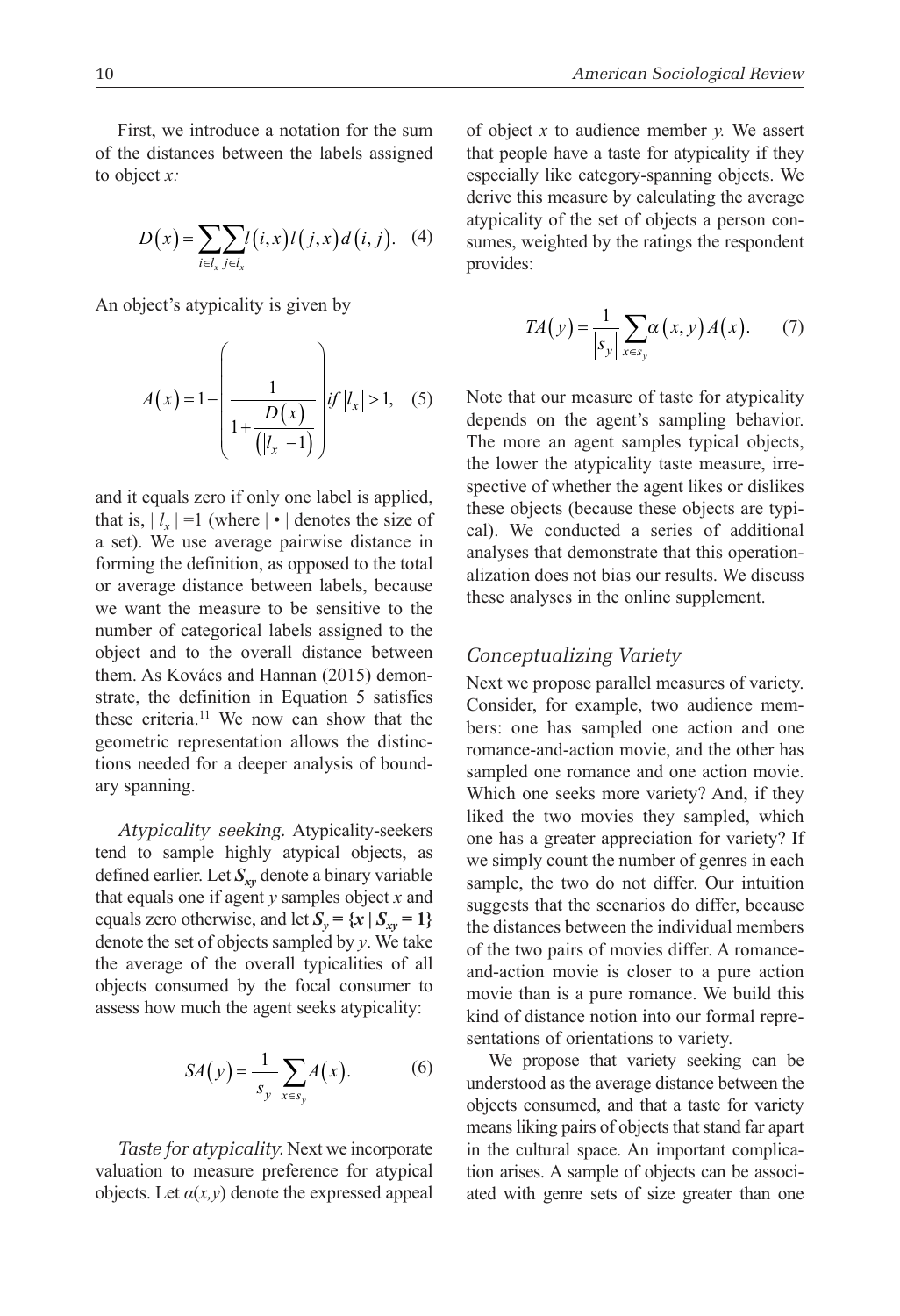First, we introduce a notation for the sum of the distances between the labels assigned to object *x:*

$$D(x) = \sum_{i \in l_x} \sum_{j \in l_x} l(i,x) l(j,x) d(i,j). \quad (4)$$

An object's atypicality is given by

$$A(x) = 1 - \left( \frac{1}{1 + \frac{D(x)}{(|l_x| - 1)}} \right) if \, |l_x| > 1, \quad (5)$$

and it equals zero if only one label is applied, that is, $|l_x| = 1$ (where $| \bullet |$ denotes the size of a set). We use average pairwise distance in forming the definition, as opposed to the total or average distance between labels, because we want the measure to be sensitive to the number of categorical labels assigned to the object and to the overall distance between them. As Kovács and Hannan (2015) demonstrate, the definition in Equation 5 satisfies these criteria.[11] We now can show that the geometric representation allows the distinctions needed for a deeper analysis of boundary spanning.

*Atypicality seeking.* Atypicality-seekers tend to sample highly atypical objects, as defined earlier. Let $S_{xy}$ denote a binary variable that equals one if agent *y* samples object *x* and equals zero otherwise, and let $S_y = \{x \mid S_{xy} = 1\}$ denote the set of objects sampled by *y*. We take the average of the overall typicalities of all objects consumed by the focal consumer to assess how much the agent seeks atypicality:

$$SA(y) = \frac{1}{|s_y|} \sum_{x \in s_y} A(x). \quad (6)$$

*Taste for atypicality.* Next we incorporate valuation to measure preference for atypical objects. Let $\alpha(x,y)$ denote the expressed appeal of object *x* to audience member *y.* We assert that people have a taste for atypicality if they especially like category-spanning objects. We derive this measure by calculating the average atypicality of the set of objects a person consumes, weighted by the ratings the respondent provides:

$$TA(y) = \frac{1}{|s_y|} \sum_{x \in s_y} \alpha(x,y) A(x). \quad (7)$$

Note that our measure of taste for atypicality depends on the agent's sampling behavior. The more an agent samples typical objects, the lower the atypicality taste measure, irrespective of whether the agent likes or dislikes these objects (because these objects are typical). We conducted a series of additional analyses that demonstrate that this operationalization does not bias our results. We discuss these analyses in the online supplement.

### Conceptualizing Variety

Next we propose parallel measures of variety. Consider, for example, two audience members: one has sampled one action and one romance-and-action movie, and the other has sampled one romance and one action movie. Which one seeks more variety? And, if they liked the two movies they sampled, which one has a greater appreciation for variety? If we simply count the number of genres in each sample, the two do not differ. Our intuition suggests that the scenarios do differ, because the distances between the individual members of the two pairs of movies differ. A romance-and-action movie is closer to a pure action movie than is a pure romance. We build this kind of distance notion into our formal representations of orientations to variety.

We propose that variety seeking can be understood as the average distance between the objects consumed, and that a taste for variety means liking pairs of objects that stand far apart in the cultural space. An important complication arises. A sample of objects can be associated with genre sets of size greater than one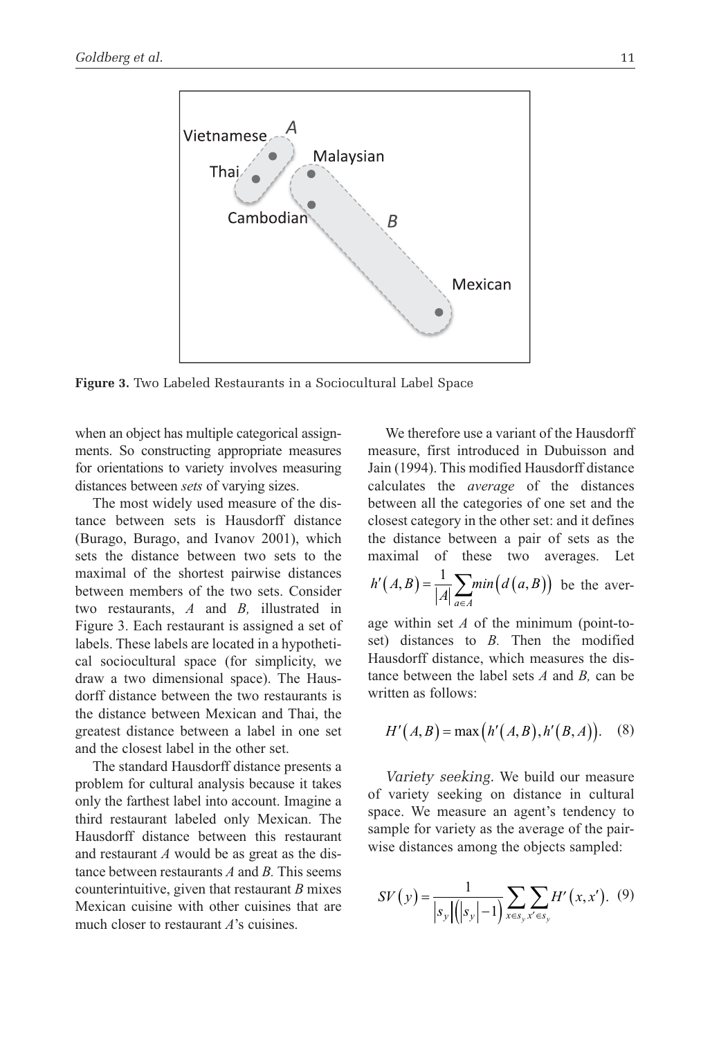Figure 3. Two Labeled Restaurants in a Sociocultural Label Space

when an object has multiple categorical assignments. So constructing appropriate measures for orientations to variety involves measuring distances between *sets* of varying sizes.

The most widely used measure of the distance between sets is Hausdorff distance (Burago, Burago, and Ivanov 2001), which sets the distance between two sets to the maximal of the shortest pairwise distances between members of the two sets. Consider two restaurants, *A* and *B*, illustrated in Figure 3. Each restaurant is assigned a set of labels. These labels are located in a hypothetical sociocultural space (for simplicity, we draw a two dimensional space). The Hausdorff distance between the two restaurants is the distance between Mexican and Thai, the greatest distance between a label in one set and the closest label in the other set.

The standard Hausdorff distance presents a problem for cultural analysis because it takes only the farthest label into account. Imagine a third restaurant labeled only Mexican. The Hausdorff distance between this restaurant and restaurant *A* would be as great as the distance between restaurants *A* and *B*. This seems counterintuitive, given that restaurant *B* mixes Mexican cuisine with other cuisines that are much closer to restaurant *A*'s cuisines.

We therefore use a variant of the Hausdorff measure, first introduced in Dubuisson and Jain (1994). This modified Hausdorff distance calculates the *average* of the distances between all the categories of one set and the closest category in the other set: and it defines the distance between a pair of sets as the maximal of these two averages. Let $h'(A,B) = \frac{1}{|A|}\sum_{a \in A} min\left(d\left(a,B\right)\right)$ be the average within set *A* of the minimum (point-to-set) distances to *B*. Then the modified Hausdorff distance, which measures the distance between the label sets *A* and *B*, can be written as follows:

$$H'(A,B) = \max\left(h'(A,B), h'(B,A)\right). \quad (8)$$

*Variety seeking.* We build our measure of variety seeking on distance in cultural space. We measure an agent's tendency to sample for variety as the average of the pairwise distances among the objects sampled:

$$SV(y) = \frac{1}{|s_y|\left(|s_y| - 1\right)} \sum_{x \in s_y} \sum_{x' \in s_y} H'(x, x'). \quad (9)$$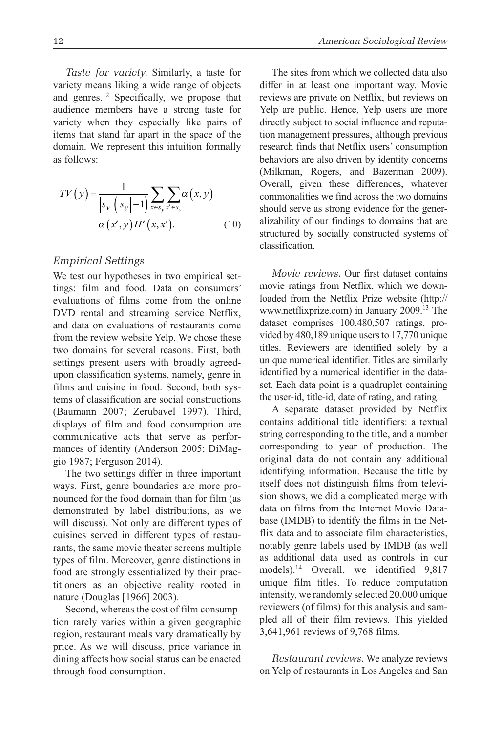*Taste for variety.* Similarly, a taste for variety means liking a wide range of objects and genres.[12] Specifically, we propose that audience members have a strong taste for variety when they especially like pairs of items that stand far apart in the space of the domain. We represent this intuition formally as follows:

$$TV(y) = \frac{1}{|s_y|(|s_y|-1)} \sum_{x \in s_y} \sum_{x' \in s_y} \alpha(x,y) \alpha(x',y) H'(x,x'). \quad (10)$$

### Empirical Settings

We test our hypotheses in two empirical settings: film and food. Data on consumers' evaluations of films come from the online DVD rental and streaming service Netflix, and data on evaluations of restaurants come from the review website Yelp. We chose these two domains for several reasons. First, both settings present users with broadly agreed-upon classification systems, namely, genre in films and cuisine in food. Second, both systems of classification are social constructions (Baumann 2007; Zerubavel 1997). Third, displays of film and food consumption are communicative acts that serve as performances of identity (Anderson 2005; DiMaggio 1987; Ferguson 2014).

The two settings differ in three important ways. First, genre boundaries are more pronounced for the food domain than for film (as demonstrated by label distributions, as we will discuss). Not only are different types of cuisines served in different types of restaurants, the same movie theater screens multiple types of film. Moreover, genre distinctions in food are strongly essentialized by their practitioners as an objective reality rooted in nature (Douglas [1966] 2003).

Second, whereas the cost of film consumption rarely varies within a given geographic region, restaurant meals vary dramatically by price. As we will discuss, price variance in dining affects how social status can be enacted through food consumption.

The sites from which we collected data also differ in at least one important way. Movie reviews are private on Netflix, but reviews on Yelp are public. Hence, Yelp users are more directly subject to social influence and reputation management pressures, although previous research finds that Netflix users' consumption behaviors are also driven by identity concerns (Milkman, Rogers, and Bazerman 2009). Overall, given these differences, whatever commonalities we find across the two domains should serve as strong evidence for the generalizability of our findings to domains that are structured by socially constructed systems of classification.

*Movie reviews.* Our first dataset contains movie ratings from Netflix, which we downloaded from the Netflix Prize website (http://www.netflixprize.com) in January 2009.[13] The dataset comprises 100,480,507 ratings, provided by 480,189 unique users to 17,770 unique titles. Reviewers are identified solely by a unique numerical identifier. Titles are similarly identified by a numerical identifier in the dataset. Each data point is a quadruplet containing the user-id, title-id, date of rating, and rating.

A separate dataset provided by Netflix contains additional title identifiers: a textual string corresponding to the title, and a number corresponding to year of production. The original data do not contain any additional identifying information. Because the title by itself does not distinguish films from television shows, we did a complicated merge with data on films from the Internet Movie Database (IMDB) to identify the films in the Netflix data and to associate film characteristics, notably genre labels used by IMDB (as well as additional data used as controls in our models).[14] Overall, we identified 9,817 unique film titles. To reduce computation intensity, we randomly selected 20,000 unique reviewers (of films) for this analysis and sampled all of their film reviews. This yielded 3,641,961 reviews of 9,768 films.

*Restaurant reviews.* We analyze reviews on Yelp of restaurants in Los Angeles and San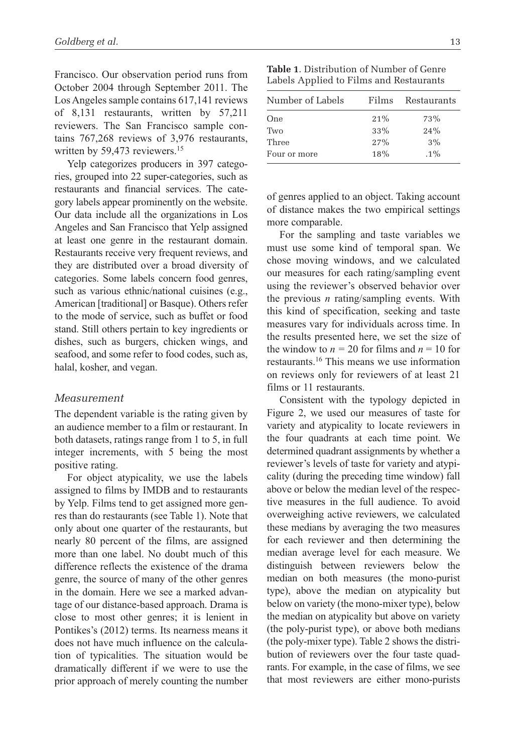Francisco. Our observation period runs from October 2004 through September 2011. The Los Angeles sample contains 617,141 reviews of 8,131 restaurants, written by 57,211 reviewers. The San Francisco sample contains 767,268 reviews of 3,976 restaurants, written by 59,473 reviewers.[15]

Yelp categorizes producers in 397 categories, grouped into 22 super-categories, such as restaurants and financial services. The category labels appear prominently on the website. Our data include all the organizations in Los Angeles and San Francisco that Yelp assigned at least one genre in the restaurant domain. Restaurants receive very frequent reviews, and they are distributed over a broad diversity of categories. Some labels concern food genres, such as various ethnic/national cuisines (e.g., American [traditional] or Basque). Others refer to the mode of service, such as buffet or food stand. Still others pertain to key ingredients or dishes, such as burgers, chicken wings, and seafood, and some refer to food codes, such as, halal, kosher, and vegan.

### *Measurement*

The dependent variable is the rating given by an audience member to a film or restaurant. In both datasets, ratings range from 1 to 5, in full integer increments, with 5 being the most positive rating.

For object atypicality, we use the labels assigned to films by IMDB and to restaurants by Yelp. Films tend to get assigned more genres than do restaurants (see Table 1). Note that only about one quarter of the restaurants, but nearly 80 percent of the films, are assigned more than one label. No doubt much of this difference reflects the existence of the drama genre, the source of many of the other genres in the domain. Here we see a marked advantage of our distance-based approach. Drama is close to most other genres; it is lenient in Pontikes's (2012) terms. Its nearness means it does not have much influence on the calculation of typicalities. The situation would be dramatically different if we were to use the prior approach of merely counting the number of genres applied to an object. Taking account of distance makes the two empirical settings more comparable.

**Table 1**. Distribution of Number of Genre Labels Applied to Films and Restaurants

| Number of Labels | Films | Restaurants |
|---|---|---|
| One | 21% | 73% |
| Two | 33% | 24% |
| Three | 27% | 3% |
| Four or more | 18% | .1% |

For the sampling and taste variables we must use some kind of temporal span. We chose moving windows, and we calculated our measures for each rating/sampling event using the reviewer's observed behavior over the previous $n$ rating/sampling events. With this kind of specification, seeking and taste measures vary for individuals across time. In the results presented here, we set the size of the window to $n = 20$ for films and $n = 10$ for restaurants.[16] This means we use information on reviews only for reviewers of at least 21 films or 11 restaurants.

Consistent with the typology depicted in Figure 2, we used our measures of taste for variety and atypicality to locate reviewers in the four quadrants at each time point. We determined quadrant assignments by whether a reviewer's levels of taste for variety and atypicality (during the preceding time window) fall above or below the median level of the respective measures in the full audience. To avoid overweighing active reviewers, we calculated these medians by averaging the two measures for each reviewer and then determining the median average level for each measure. We distinguish between reviewers below the median on both measures (the mono-purist type), above the median on atypicality but below on variety (the mono-mixer type), below the median on atypicality but above on variety (the poly-purist type), or above both medians (the poly-mixer type). Table 2 shows the distribution of reviewers over the four taste quadrants. For example, in the case of films, we see that most reviewers are either mono-purists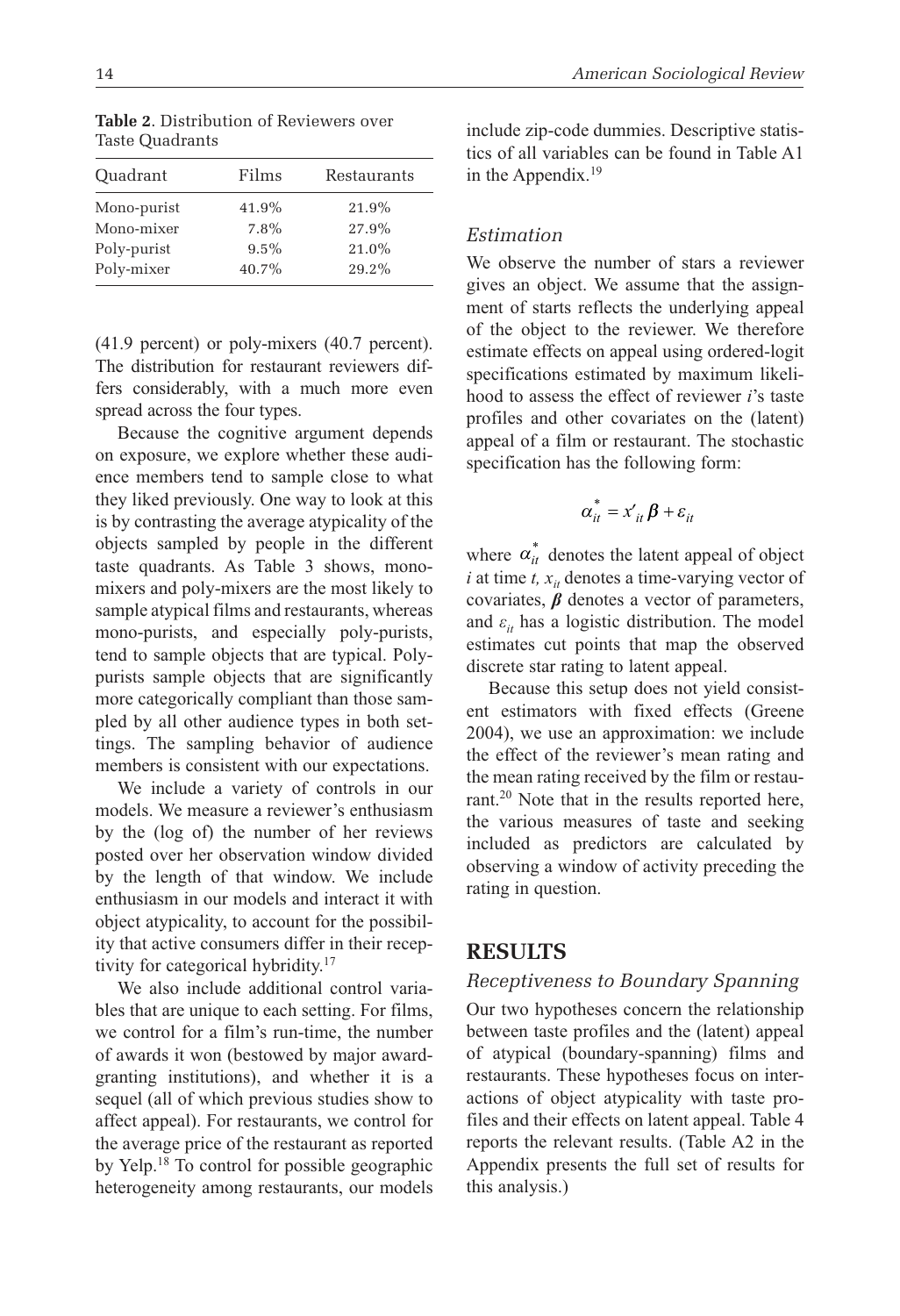**Table 2**. Distribution of Reviewers over Taste Quadrants

| Quadrant | Films | Restaurants |
|---|---|---|
| Mono-purist | 41.9% | 21.9% |
| Mono-mixer | 7.8% | 27.9% |
| Poly-purist | 9.5% | 21.0% |
| Poly-mixer | 40.7% | 29.2% |

(41.9 percent) or poly-mixers (40.7 percent). The distribution for restaurant reviewers differs considerably, with a much more even spread across the four types.

Because the cognitive argument depends on exposure, we explore whether these audience members tend to sample close to what they liked previously. One way to look at this is by contrasting the average atypicality of the objects sampled by people in the different taste quadrants. As Table 3 shows, mono-mixers and poly-mixers are the most likely to sample atypical films and restaurants, whereas mono-purists, and especially poly-purists, tend to sample objects that are typical. Poly-purists sample objects that are significantly more categorically compliant than those sampled by all other audience types in both settings. The sampling behavior of audience members is consistent with our expectations.

We include a variety of controls in our models. We measure a reviewer's enthusiasm by the (log of) the number of her reviews posted over her observation window divided by the length of that window. We include enthusiasm in our models and interact it with object atypicality, to account for the possibility that active consumers differ in their receptivity for categorical hybridity.[17]

We also include additional control variables that are unique to each setting. For films, we control for a film's run-time, the number of awards it won (bestowed by major award-granting institutions), and whether it is a sequel (all of which previous studies show to affect appeal). For restaurants, we control for the average price of the restaurant as reported by Yelp.[18] To control for possible geographic heterogeneity among restaurants, our models include zip-code dummies. Descriptive statistics of all variables can be found in Table A1 in the Appendix.[19]

### *Estimation*

We observe the number of stars a reviewer gives an object. We assume that the assignment of starts reflects the underlying appeal of the object to the reviewer. We therefore estimate effects on appeal using ordered-logit specifications estimated by maximum likelihood to assess the effect of reviewer *i*'s taste profiles and other covariates on the (latent) appeal of a film or restaurant. The stochastic specification has the following form:

$$\alpha_{it}^{*} = x'_{it}\boldsymbol{\beta} + \varepsilon_{it}$$

where $\alpha_{it}^{*}$ denotes the latent appeal of object $i$ at time $t$, $x_{it}$ denotes a time-varying vector of covariates, $\boldsymbol{\beta}$ denotes a vector of parameters, and $\varepsilon_{it}$ has a logistic distribution. The model estimates cut points that map the observed discrete star rating to latent appeal.

Because this setup does not yield consistent estimators with fixed effects (Greene 2004), we use an approximation: we include the effect of the reviewer's mean rating and the mean rating received by the film or restaurant.[20] Note that in the results reported here, the various measures of taste and seeking included as predictors are calculated by observing a window of activity preceding the rating in question.

## RESULTS

### *Receptiveness to Boundary Spanning*

Our two hypotheses concern the relationship between taste profiles and the (latent) appeal of atypical (boundary-spanning) films and restaurants. These hypotheses focus on interactions of object atypicality with taste profiles and their effects on latent appeal. Table 4 reports the relevant results. (Table A2 in the Appendix presents the full set of results for this analysis.)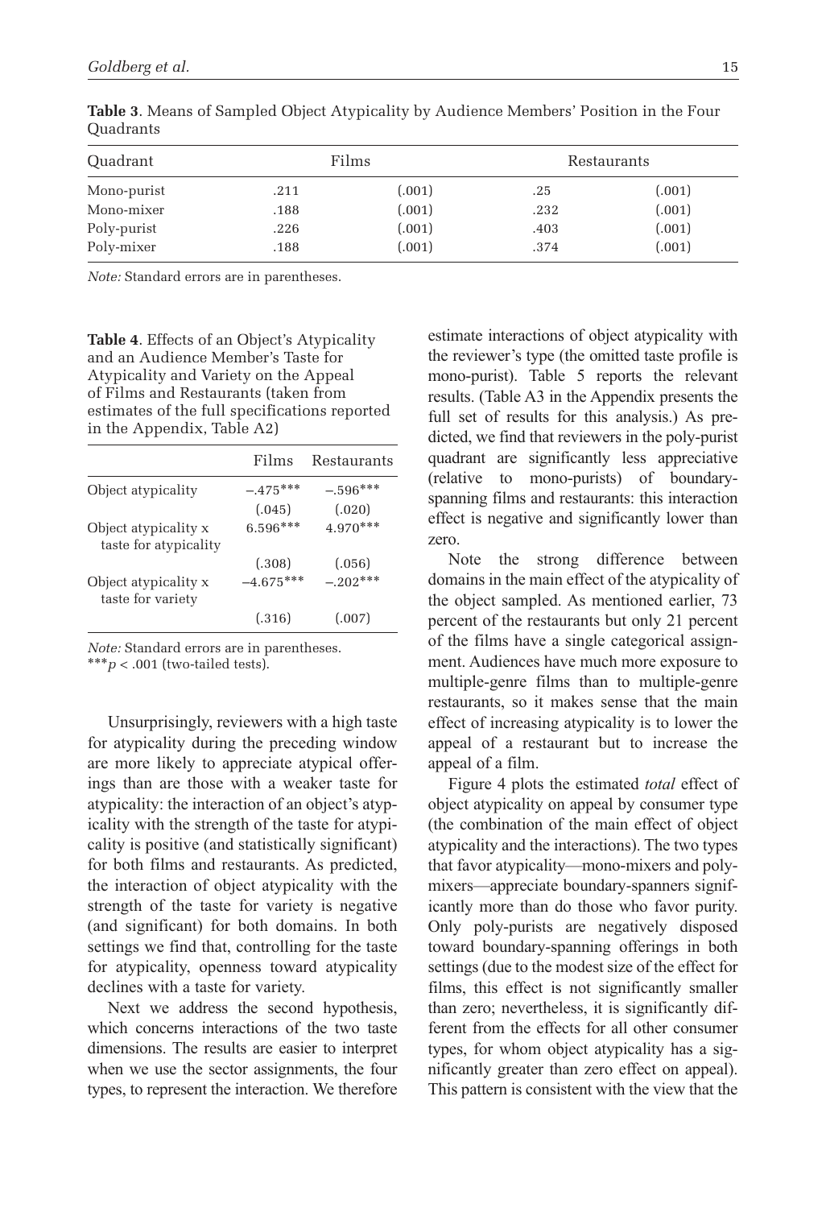**Table 3**. Means of Sampled Object Atypicality by Audience Members' Position in the Four Quadrants

| Quadrant | Films | | Restaurants | |
|---|---|---|---|---|
| Mono-purist | .211 | (.001) | .25 | (.001) |
| Mono-mixer | .188 | (.001) | .232 | (.001) |
| Poly-purist | .226 | (.001) | .403 | (.001) |
| Poly-mixer | .188 | (.001) | .374 | (.001) |

*Note:* Standard errors are in parentheses.

**Table 4**. Effects of an Object's Atypicality and an Audience Member's Taste for Atypicality and Variety on the Appeal of Films and Restaurants (taken from estimates of the full specifications reported in the Appendix, Table A2)

| | Films | Restaurants |
|---|---|---|
| Object atypicality | –.475*** | –.596*** |
| | (.045) | (.020) |
| Object atypicality x taste for atypicality | 6.596*** | 4.970*** |
| | (.308) | (.056) |
| Object atypicality x taste for variety | –4.675*** | –.202*** |
| | (.316) | (.007) |

*Note:* Standard errors are in parentheses.
***$p < .001$ (two-tailed tests).

Unsurprisingly, reviewers with a high taste for atypicality during the preceding window are more likely to appreciate atypical offerings than are those with a weaker taste for atypicality: the interaction of an object's atypicality with the strength of the taste for atypicality is positive (and statistically significant) for both films and restaurants. As predicted, the interaction of object atypicality with the strength of the taste for variety is negative (and significant) for both domains. In both settings we find that, controlling for the taste for atypicality, openness toward atypicality declines with a taste for variety.

Next we address the second hypothesis, which concerns interactions of the two taste dimensions. The results are easier to interpret when we use the sector assignments, the four types, to represent the interaction. We therefore estimate interactions of object atypicality with the reviewer's type (the omitted taste profile is mono-purist). Table 5 reports the relevant results. (Table A3 in the Appendix presents the full set of results for this analysis.) As predicted, we find that reviewers in the poly-purist quadrant are significantly less appreciative (relative to mono-purists) of boundary-spanning films and restaurants: this interaction effect is negative and significantly lower than zero.

Note the strong difference between domains in the main effect of the atypicality of the object sampled. As mentioned earlier, 73 percent of the restaurants but only 21 percent of the films have a single categorical assignment. Audiences have much more exposure to multiple-genre films than to multiple-genre restaurants, so it makes sense that the main effect of increasing atypicality is to lower the appeal of a restaurant but to increase the appeal of a film.

Figure 4 plots the estimated *total* effect of object atypicality on appeal by consumer type (the combination of the main effect of object atypicality and the interactions). The two types that favor atypicality—mono-mixers and poly-mixers—appreciate boundary-spanners significantly more than do those who favor purity. Only poly-purists are negatively disposed toward boundary-spanning offerings in both settings (due to the modest size of the effect for films, this effect is not significantly smaller than zero; nevertheless, it is significantly different from the effects for all other consumer types, for whom object atypicality has a significantly greater than zero effect on appeal). This pattern is consistent with the view that the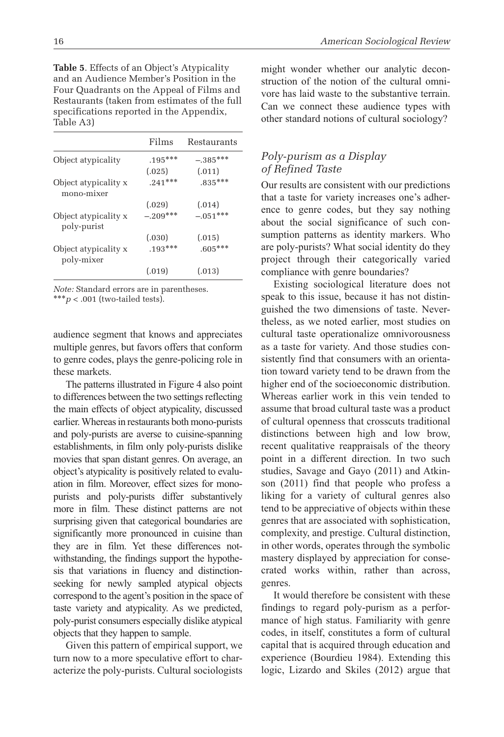**Table 5**. Effects of an Object's Atypicality and an Audience Member's Position in the Four Quadrants on the Appeal of Films and Restaurants (taken from estimates of the full specifications reported in the Appendix, Table A3)

| | Films | Restaurants |
|---|---|---|
| Object atypicality | .195*** | −.385*** |
| | (.025) | (.011) |
| Object atypicality x mono-mixer | .241*** | .835*** |
| | (.029) | (.014) |
| Object atypicality x poly-purist | −.209*** | −.051*** |
| | (.030) | (.015) |
| Object atypicality x poly-mixer | .193*** | .605*** |
| | (.019) | (.013) |

*Note:* Standard errors are in parentheses.
***$p < .001$ (two-tailed tests).

audience segment that knows and appreciates multiple genres, but favors offers that conform to genre codes, plays the genre-policing role in these markets.

The patterns illustrated in Figure 4 also point to differences between the two settings reflecting the main effects of object atypicality, discussed earlier. Whereas in restaurants both mono-purists and poly-purists are averse to cuisine-spanning establishments, in film only poly-purists dislike movies that span distant genres. On average, an object's atypicality is positively related to evaluation in film. Moreover, effect sizes for mono-purists and poly-purists differ substantively more in film. These distinct patterns are not surprising given that categorical boundaries are significantly more pronounced in cuisine than they are in film. Yet these differences notwithstanding, the findings support the hypothesis that variations in fluency and distinction-seeking for newly sampled atypical objects correspond to the agent's position in the space of taste variety and atypicality. As we predicted, poly-purist consumers especially dislike atypical objects that they happen to sample.

Given this pattern of empirical support, we turn now to a more speculative effort to characterize the poly-purists. Cultural sociologists might wonder whether our analytic deconstruction of the notion of the cultural omnivore has laid waste to the substantive terrain. Can we connect these audience types with other standard notions of cultural sociology?

### *Poly-purism as a Display of Refined Taste*

Our results are consistent with our predictions that a taste for variety increases one's adherence to genre codes, but they say nothing about the social significance of such consumption patterns as identity markers. Who are poly-purists? What social identity do they project through their categorically varied compliance with genre boundaries?

Existing sociological literature does not speak to this issue, because it has not distinguished the two dimensions of taste. Nevertheless, as we noted earlier, most studies on cultural taste operationalize omnivorousness as a taste for variety. And those studies consistently find that consumers with an orientation toward variety tend to be drawn from the higher end of the socioeconomic distribution. Whereas earlier work in this vein tended to assume that broad cultural taste was a product of cultural openness that crosscuts traditional distinctions between high and low brow, recent qualitative reappraisals of the theory point in a different direction. In two such studies, Savage and Gayo (2011) and Atkinson (2011) find that people who profess a liking for a variety of cultural genres also tend to be appreciative of objects within these genres that are associated with sophistication, complexity, and prestige. Cultural distinction, in other words, operates through the symbolic mastery displayed by appreciation for consecrated works within, rather than across, genres.

It would therefore be consistent with these findings to regard poly-purism as a performance of high status. Familiarity with genre codes, in itself, constitutes a form of cultural capital that is acquired through education and experience (Bourdieu 1984). Extending this logic, Lizardo and Skiles (2012) argue that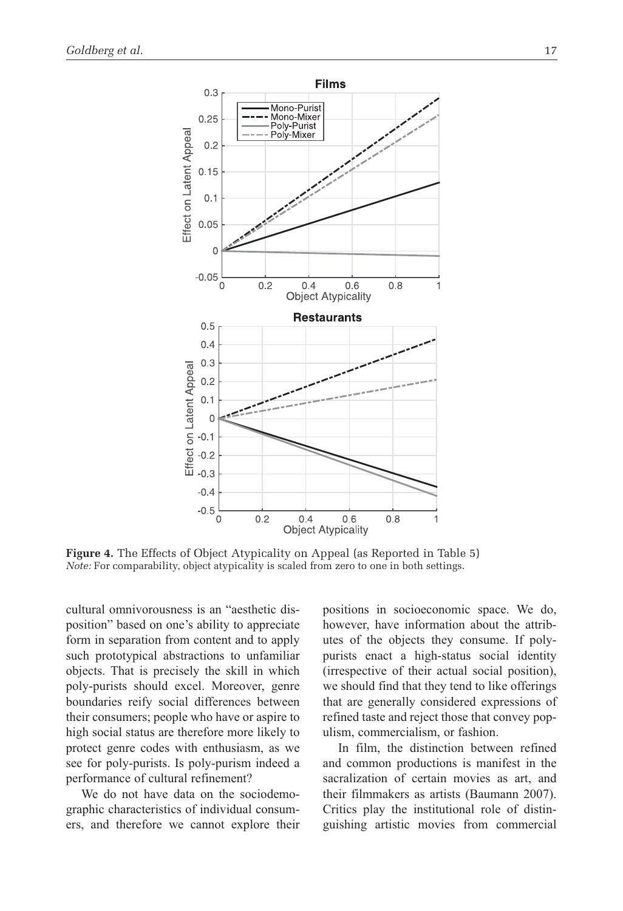**Figure 4.** The Effects of Object Atypicality on Appeal (as Reported in Table 5)
*Note:* For comparability, object atypicality is scaled from zero to one in both settings.

cultural omnivorousness is an "aesthetic disposition" based on one's ability to appreciate form in separation from content and to apply such prototypical abstractions to unfamiliar objects. That is precisely the skill in which poly-purists should excel. Moreover, genre boundaries reify social differences between their consumers; people who have or aspire to high social status are therefore more likely to protect genre codes with enthusiasm, as we see for poly-purists. Is poly-purism indeed a performance of cultural refinement?

We do not have data on the sociodemographic characteristics of individual consumers, and therefore we cannot explore their positions in socioeconomic space. We do, however, have information about the attributes of the objects they consume. If poly-purists enact a high-status social identity (irrespective of their actual social position), we should find that they tend to like offerings that are generally considered expressions of refined taste and reject those that convey populism, commercialism, or fashion.

In film, the distinction between refined and common productions is manifest in the sacralization of certain movies as art, and their filmmakers as artists (Baumann 2007). Critics play the institutional role of distinguishing artistic movies from commercial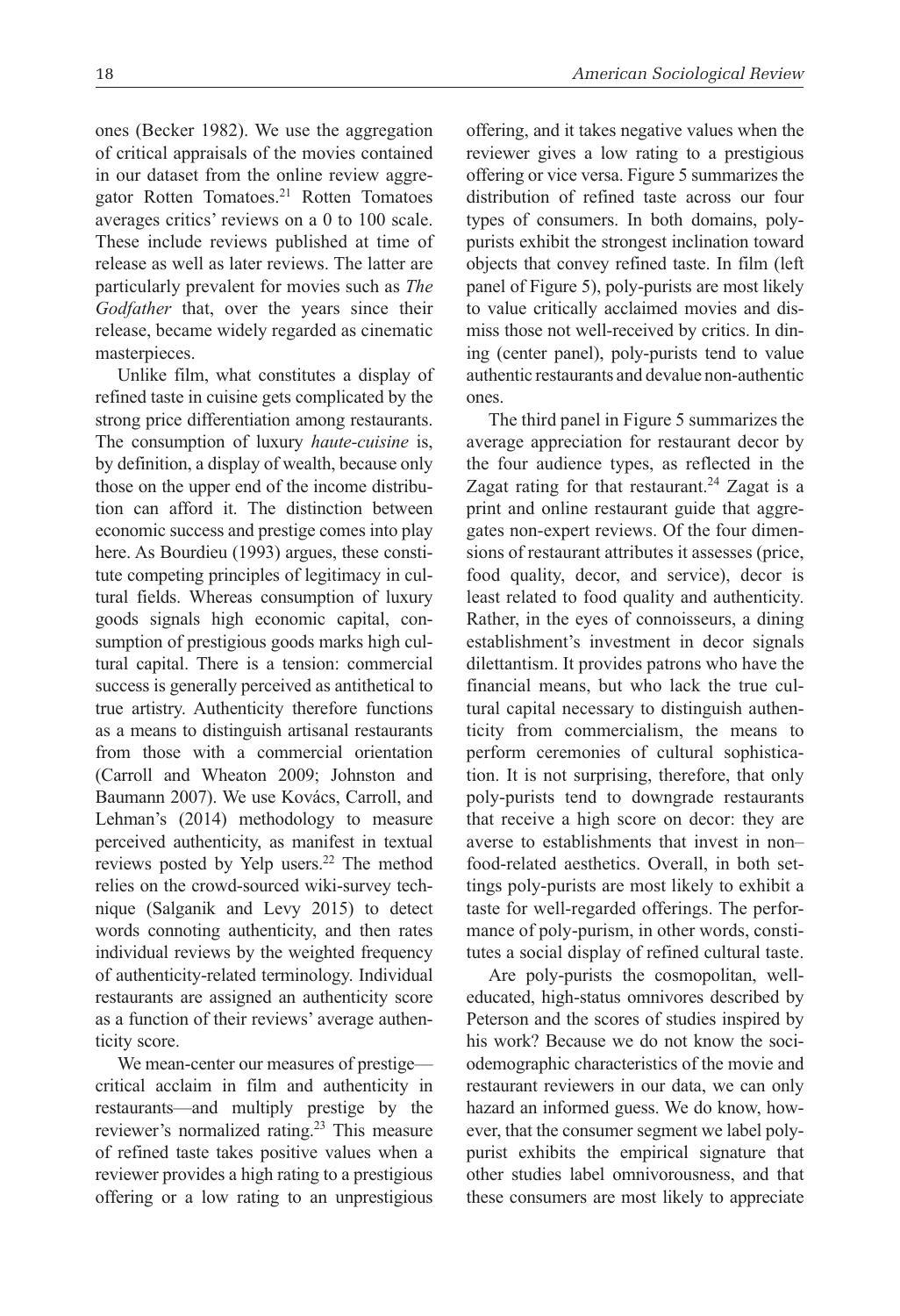ones (Becker 1982). We use the aggregation of critical appraisals of the movies contained in our dataset from the online review aggregator Rotten Tomatoes.[21] Rotten Tomatoes averages critics' reviews on a 0 to 100 scale. These include reviews published at time of release as well as later reviews. The latter are particularly prevalent for movies such as *The Godfather* that, over the years since their release, became widely regarded as cinematic masterpieces.

Unlike film, what constitutes a display of refined taste in cuisine gets complicated by the strong price differentiation among restaurants. The consumption of luxury *haute-cuisine* is, by definition, a display of wealth, because only those on the upper end of the income distribution can afford it. The distinction between economic success and prestige comes into play here. As Bourdieu (1993) argues, these constitute competing principles of legitimacy in cultural fields. Whereas consumption of luxury goods signals high economic capital, consumption of prestigious goods marks high cultural capital. There is a tension: commercial success is generally perceived as antithetical to true artistry. Authenticity therefore functions as a means to distinguish artisanal restaurants from those with a commercial orientation (Carroll and Wheaton 2009; Johnston and Baumann 2007). We use Kovács, Carroll, and Lehman's (2014) methodology to measure perceived authenticity, as manifest in textual reviews posted by Yelp users.[22] The method relies on the crowd-sourced wiki-survey technique (Salganik and Levy 2015) to detect words connoting authenticity, and then rates individual reviews by the weighted frequency of authenticity-related terminology. Individual restaurants are assigned an authenticity score as a function of their reviews' average authenticity score.

We mean-center our measures of prestige—critical acclaim in film and authenticity in restaurants—and multiply prestige by the reviewer's normalized rating.[23] This measure of refined taste takes positive values when a reviewer provides a high rating to a prestigious offering or a low rating to an unprestigious offering, and it takes negative values when the reviewer gives a low rating to a prestigious offering or vice versa. Figure 5 summarizes the distribution of refined taste across our four types of consumers. In both domains, poly-purists exhibit the strongest inclination toward objects that convey refined taste. In film (left panel of Figure 5), poly-purists are most likely to value critically acclaimed movies and dismiss those not well-received by critics. In dining (center panel), poly-purists tend to value authentic restaurants and devalue non-authentic ones.

The third panel in Figure 5 summarizes the average appreciation for restaurant decor by the four audience types, as reflected in the Zagat rating for that restaurant.[24] Zagat is a print and online restaurant guide that aggregates non-expert reviews. Of the four dimensions of restaurant attributes it assesses (price, food quality, decor, and service), decor is least related to food quality and authenticity. Rather, in the eyes of connoisseurs, a dining establishment's investment in decor signals dilettantism. It provides patrons who have the financial means, but who lack the true cultural capital necessary to distinguish authenticity from commercialism, the means to perform ceremonies of cultural sophistication. It is not surprising, therefore, that only poly-purists tend to downgrade restaurants that receive a high score on decor: they are averse to establishments that invest in non–food-related aesthetics. Overall, in both settings poly-purists are most likely to exhibit a taste for well-regarded offerings. The performance of poly-purism, in other words, constitutes a social display of refined cultural taste.

Are poly-purists the cosmopolitan, well-educated, high-status omnivores described by Peterson and the scores of studies inspired by his work? Because we do not know the sociodemographic characteristics of the movie and restaurant reviewers in our data, we can only hazard an informed guess. We do know, however, that the consumer segment we label poly-purist exhibits the empirical signature that other studies label omnivorousness, and that these consumers are most likely to appreciate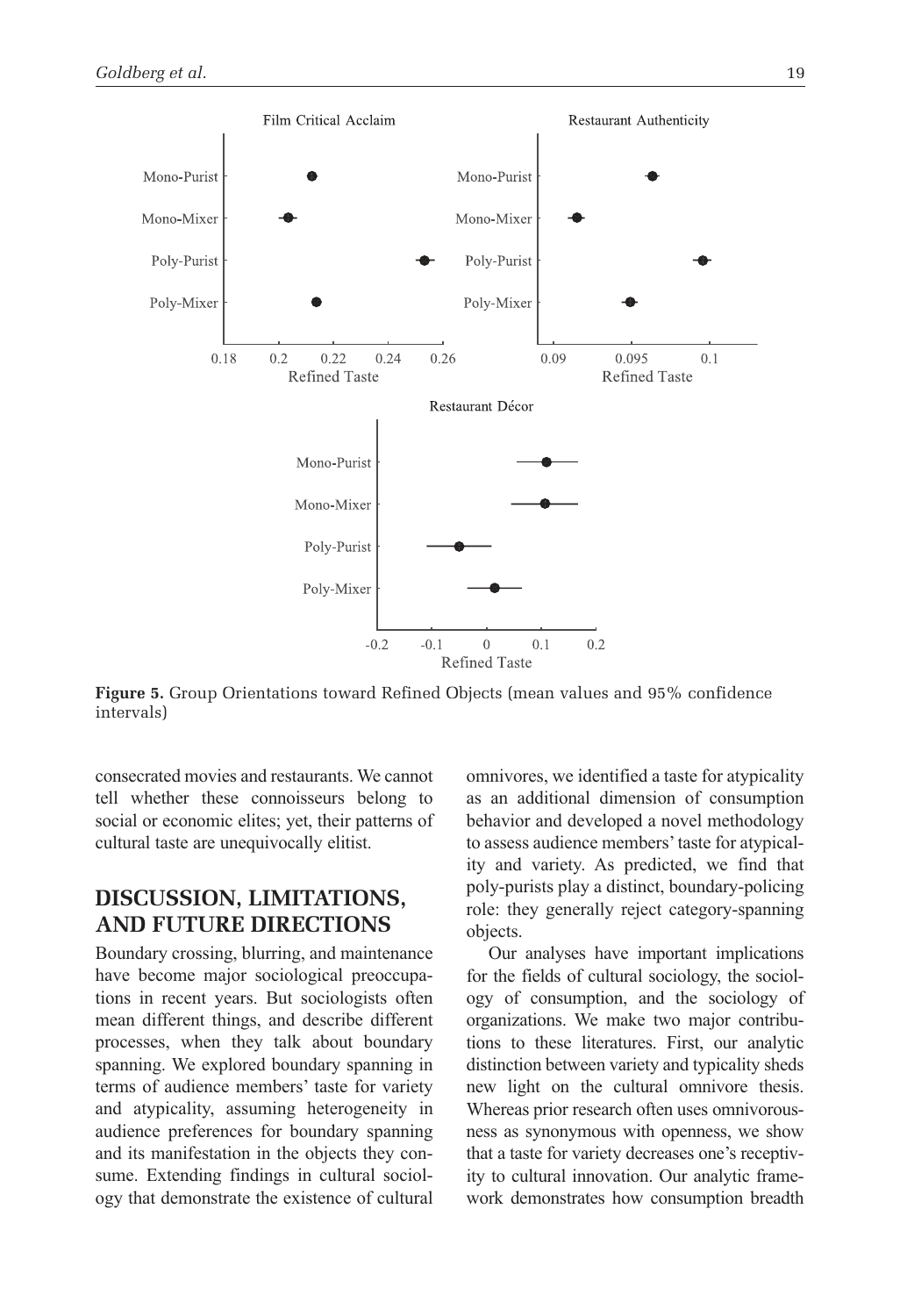Figure 5. Group Orientations toward Refined Objects (mean values and 95% confidence intervals)

consecrated movies and restaurants. We cannot tell whether these connoisseurs belong to social or economic elites; yet, their patterns of cultural taste are unequivocally elitist.

## DISCUSSION, LIMITATIONS, AND FUTURE DIRECTIONS

Boundary crossing, blurring, and maintenance have become major sociological preoccupations in recent years. But sociologists often mean different things, and describe different processes, when they talk about boundary spanning. We explored boundary spanning in terms of audience members' taste for variety and atypicality, assuming heterogeneity in audience preferences for boundary spanning and its manifestation in the objects they consume. Extending findings in cultural sociology that demonstrate the existence of cultural omnivores, we identified a taste for atypicality as an additional dimension of consumption behavior and developed a novel methodology to assess audience members' taste for atypicality and variety. As predicted, we find that poly-purists play a distinct, boundary-policing role: they generally reject category-spanning objects.

Our analyses have important implications for the fields of cultural sociology, the sociology of consumption, and the sociology of organizations. We make two major contributions to these literatures. First, our analytic distinction between variety and typicality sheds new light on the cultural omnivore thesis. Whereas prior research often uses omnivorousness as synonymous with openness, we show that a taste for variety decreases one's receptivity to cultural innovation. Our analytic framework demonstrates how consumption breadth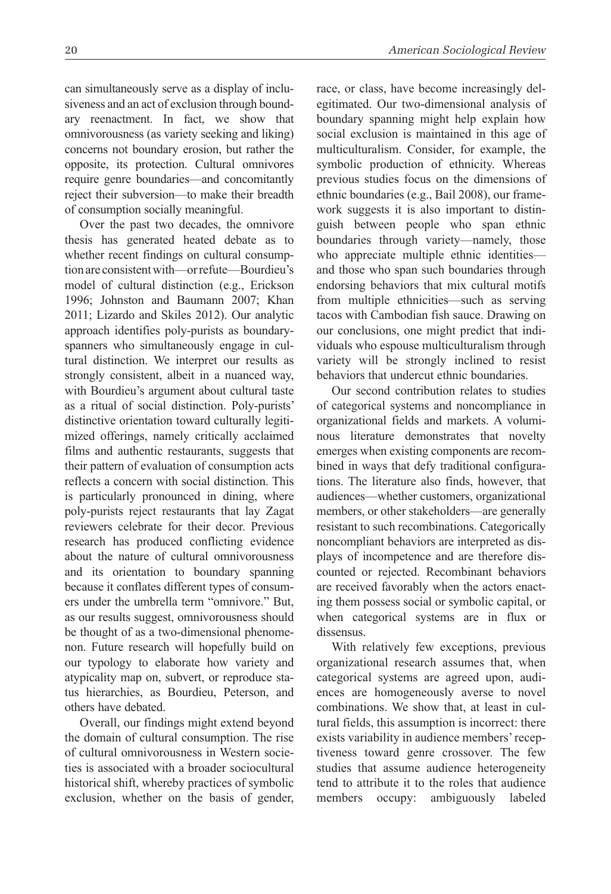can simultaneously serve as a display of inclusiveness and an act of exclusion through boundary reenactment. In fact, we show that omnivorousness (as variety seeking and liking) concerns not boundary erosion, but rather the opposite, its protection. Cultural omnivores require genre boundaries—and concomitantly reject their subversion—to make their breadth of consumption socially meaningful.

Over the past two decades, the omnivore thesis has generated heated debate as to whether recent findings on cultural consumption are consistent with—or refute—Bourdieu's model of cultural distinction (e.g., Erickson 1996; Johnston and Baumann 2007; Khan 2011; Lizardo and Skiles 2012). Our analytic approach identifies poly-purists as boundary-spanners who simultaneously engage in cultural distinction. We interpret our results as strongly consistent, albeit in a nuanced way, with Bourdieu's argument about cultural taste as a ritual of social distinction. Poly-purists' distinctive orientation toward culturally legitimized offerings, namely critically acclaimed films and authentic restaurants, suggests that their pattern of evaluation of consumption acts reflects a concern with social distinction. This is particularly pronounced in dining, where poly-purists reject restaurants that lay Zagat reviewers celebrate for their decor. Previous research has produced conflicting evidence about the nature of cultural omnivorousness and its orientation to boundary spanning because it conflates different types of consumers under the umbrella term "omnivore." But, as our results suggest, omnivorousness should be thought of as a two-dimensional phenomenon. Future research will hopefully build on our typology to elaborate how variety and atypicality map on, subvert, or reproduce status hierarchies, as Bourdieu, Peterson, and others have debated.

Overall, our findings might extend beyond the domain of cultural consumption. The rise of cultural omnivorousness in Western societies is associated with a broader sociocultural historical shift, whereby practices of symbolic exclusion, whether on the basis of gender, race, or class, have become increasingly delegitimated. Our two-dimensional analysis of boundary spanning might help explain how social exclusion is maintained in this age of multiculturalism. Consider, for example, the symbolic production of ethnicity. Whereas previous studies focus on the dimensions of ethnic boundaries (e.g., Bail 2008), our framework suggests it is also important to distinguish between people who span ethnic boundaries through variety—namely, those who appreciate multiple ethnic identities—and those who span such boundaries through endorsing behaviors that mix cultural motifs from multiple ethnicities—such as serving tacos with Cambodian fish sauce. Drawing on our conclusions, one might predict that individuals who espouse multiculturalism through variety will be strongly inclined to resist behaviors that undercut ethnic boundaries.

Our second contribution relates to studies of categorical systems and noncompliance in organizational fields and markets. A voluminous literature demonstrates that novelty emerges when existing components are recombined in ways that defy traditional configurations. The literature also finds, however, that audiences—whether customers, organizational members, or other stakeholders—are generally resistant to such recombinations. Categorically noncompliant behaviors are interpreted as displays of incompetence and are therefore discounted or rejected. Recombinant behaviors are received favorably when the actors enacting them possess social or symbolic capital, or when categorical systems are in flux or dissensus.

With relatively few exceptions, previous organizational research assumes that, when categorical systems are agreed upon, audiences are homogeneously averse to novel combinations. We show that, at least in cultural fields, this assumption is incorrect: there exists variability in audience members' receptiveness toward genre crossover. The few studies that assume audience heterogeneity tend to attribute it to the roles that audience members occupy: ambiguously labeled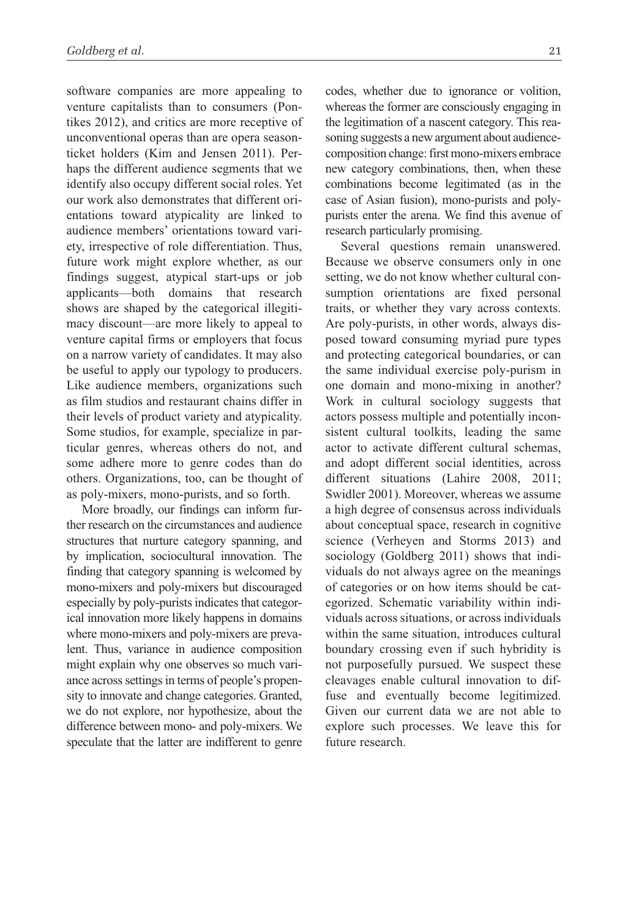software companies are more appealing to venture capitalists than to consumers (Pontikes 2012), and critics are more receptive of unconventional operas than are opera season-ticket holders (Kim and Jensen 2011). Perhaps the different audience segments that we identify also occupy different social roles. Yet our work also demonstrates that different orientations toward atypicality are linked to audience members' orientations toward variety, irrespective of role differentiation. Thus, future work might explore whether, as our findings suggest, atypical start-ups or job applicants—both domains that research shows are shaped by the categorical illegitimacy discount—are more likely to appeal to venture capital firms or employers that focus on a narrow variety of candidates. It may also be useful to apply our typology to producers. Like audience members, organizations such as film studios and restaurant chains differ in their levels of product variety and atypicality. Some studios, for example, specialize in particular genres, whereas others do not, and some adhere more to genre codes than do others. Organizations, too, can be thought of as poly-mixers, mono-purists, and so forth.

More broadly, our findings can inform further research on the circumstances and audience structures that nurture category spanning, and by implication, sociocultural innovation. The finding that category spanning is welcomed by mono-mixers and poly-mixers but discouraged especially by poly-purists indicates that categorical innovation more likely happens in domains where mono-mixers and poly-mixers are prevalent. Thus, variance in audience composition might explain why one observes so much variance across settings in terms of people's propensity to innovate and change categories. Granted, we do not explore, nor hypothesize, about the difference between mono- and poly-mixers. We speculate that the latter are indifferent to genre codes, whether due to ignorance or volition, whereas the former are consciously engaging in the legitimation of a nascent category. This reasoning suggests a new argument about audience-composition change: first mono-mixers embrace new category combinations, then, when these combinations become legitimated (as in the case of Asian fusion), mono-purists and poly-purists enter the arena. We find this avenue of research particularly promising.

Several questions remain unanswered. Because we observe consumers only in one setting, we do not know whether cultural consumption orientations are fixed personal traits, or whether they vary across contexts. Are poly-purists, in other words, always disposed toward consuming myriad pure types and protecting categorical boundaries, or can the same individual exercise poly-purism in one domain and mono-mixing in another? Work in cultural sociology suggests that actors possess multiple and potentially inconsistent cultural toolkits, leading the same actor to activate different cultural schemas, and adopt different social identities, across different situations (Lahire 2008, 2011; Swidler 2001). Moreover, whereas we assume a high degree of consensus across individuals about conceptual space, research in cognitive science (Verheyen and Storms 2013) and sociology (Goldberg 2011) shows that individuals do not always agree on the meanings of categories or on how items should be categorized. Schematic variability within individuals across situations, or across individuals within the same situation, introduces cultural boundary crossing even if such hybridity is not purposefully pursued. We suspect these cleavages enable cultural innovation to diffuse and eventually become legitimized. Given our current data we are not able to explore such processes. We leave this for future research.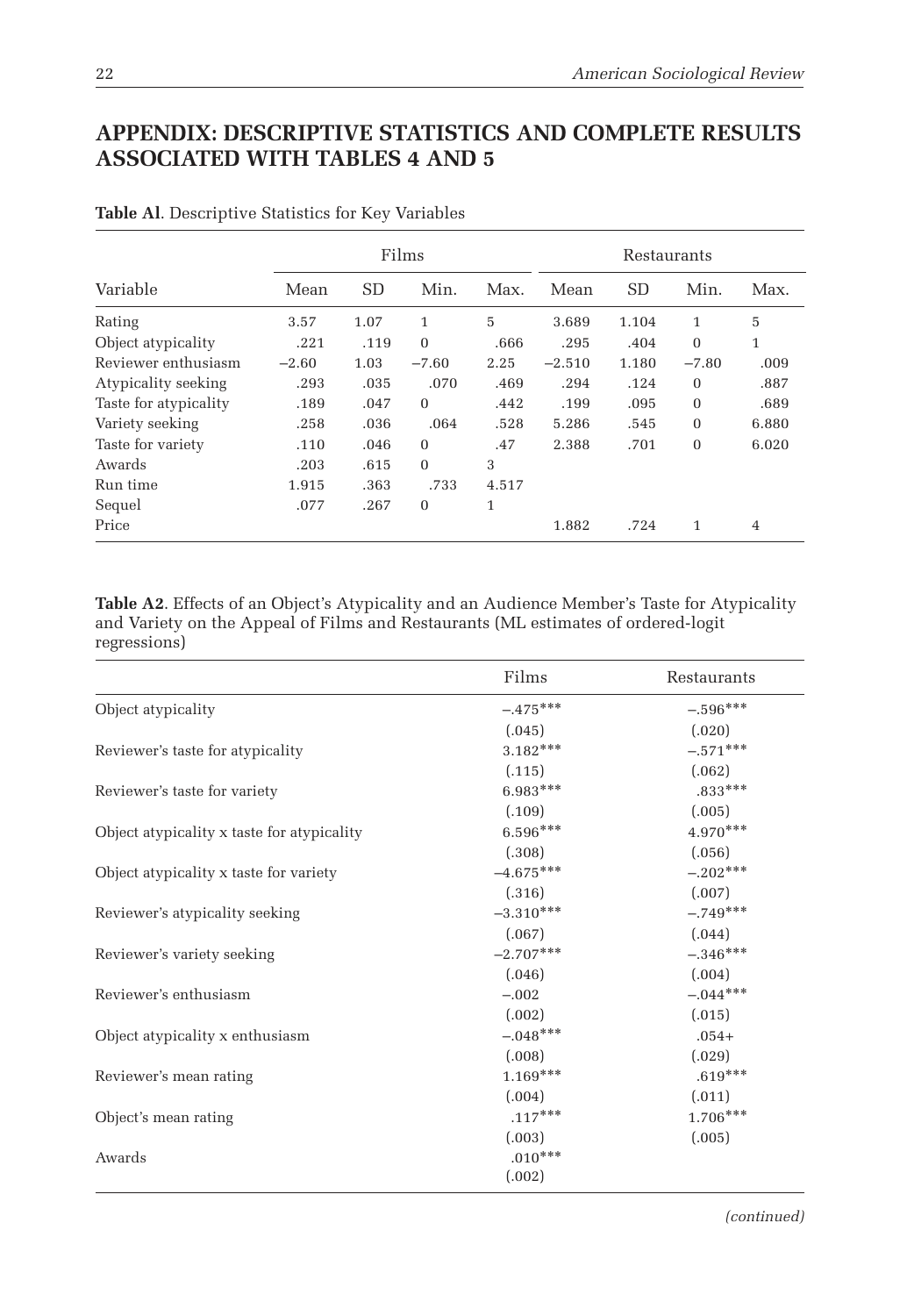## APPENDIX: DESCRIPTIVE STATISTICS AND COMPLETE RESULTS ASSOCIATED WITH TABLES 4 AND 5

**Table A1**. Descriptive Statistics for Key Variables

| | Films | | | | Restaurants | | | |
|---|---|---|---|---|---|---|---|---|
| Variable | Mean | SD | Min. | Max. | Mean | SD | Min. | Max. |
| Rating | 3.57 | 1.07 | 1 | 5 | 3.689 | 1.104 | 1 | 5 |
| Object atypicality | .221 | .119 | 0 | .666 | .295 | .404 | 0 | 1 |
| Reviewer enthusiasm | −2.60 | 1.03 | −7.60 | 2.25 | −2.510 | 1.180 | −7.80 | .009 |
| Atypicality seeking | .293 | .035 | .070 | .469 | .294 | .124 | 0 | .887 |
| Taste for atypicality | .189 | .047 | 0 | .442 | .199 | .095 | 0 | .689 |
| Variety seeking | .258 | .036 | .064 | .528 | 5.286 | .545 | 0 | 6.880 |
| Taste for variety | .110 | .046 | 0 | .47 | 2.388 | .701 | 0 | 6.020 |
| Awards | .203 | .615 | 0 | 3 | | | | |
| Run time | 1.915 | .363 | .733 | 4.517 | | | | |
| Sequel | .077 | .267 | 0 | 1 | | | | |
| Price | | | | | 1.882 | .724 | 1 | 4 |

**Table A2**. Effects of an Object's Atypicality and an Audience Member's Taste for Atypicality and Variety on the Appeal of Films and Restaurants (ML estimates of ordered-logit regressions)

| | Films | Restaurants |
|---|---|---|
| Object atypicality | −.475*** | −.596*** |
| | (.045) | (.020) |
| Reviewer's taste for atypicality | 3.182*** | −.571*** |
| | (.115) | (.062) |
| Reviewer's taste for variety | 6.983*** | .833*** |
| | (.109) | (.005) |
| Object atypicality x taste for atypicality | 6.596*** | 4.970*** |
| | (.308) | (.056) |
| Object atypicality x taste for variety | −4.675*** | −.202*** |
| | (.316) | (.007) |
| Reviewer's atypicality seeking | −3.310*** | −.749*** |
| | (.067) | (.044) |
| Reviewer's variety seeking | −2.707*** | −.346*** |
| | (.046) | (.004) |
| Reviewer's enthusiasm | −.002 | −.044*** |
| | (.002) | (.015) |
| Object atypicality x enthusiasm | −.048*** | .054+ |
| | (.008) | (.029) |
| Reviewer's mean rating | 1.169*** | .619*** |
| | (.004) | (.011) |
| Object's mean rating | .117*** | 1.706*** |
| | (.003) | (.005) |
| Awards | .010*** | |
| | (.002) | |

*(continued)*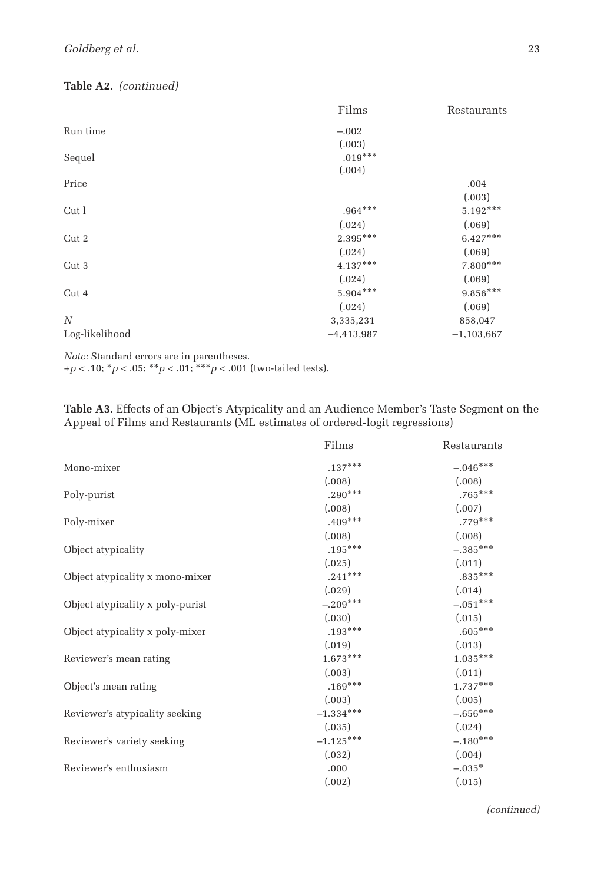**Table A2**. *(continued)*

| | Films | Restaurants |
|---|---|---|
| Run time | −.002 | |
| | (.003) | |
| Sequel | .019*** | |
| | (.004) | |
| Price | | .004 |
| | | (.003) |
| Cut 1 | .964*** | 5.192*** |
| | (.024) | (.069) |
| Cut 2 | 2.395*** | 6.427*** |
| | (.024) | (.069) |
| Cut 3 | 4.137*** | 7.800*** |
| | (.024) | (.069) |
| Cut 4 | 5.904*** | 9.856*** |
| | (.024) | (.069) |
| *N* | 3,335,231 | 858,047 |
| Log-likelihood | −4,413,987 | −1,103,667 |

*Note:* Standard errors are in parentheses.
+$p < .10$; *$p < .05$; **$p < .01$; ***$p < .001$ (two-tailed tests).

**Table A3**. Effects of an Object's Atypicality and an Audience Member's Taste Segment on the Appeal of Films and Restaurants (ML estimates of ordered-logit regressions)

| | Films | Restaurants |
|---|---|---|
| Mono-mixer | .137*** | −.046*** |
| | (.008) | (.008) |
| Poly-purist | .290*** | .765*** |
| | (.008) | (.007) |
| Poly-mixer | .409*** | .779*** |
| | (.008) | (.008) |
| Object atypicality | .195*** | −.385*** |
| | (.025) | (.011) |
| Object atypicality x mono-mixer | .241*** | .835*** |
| | (.029) | (.014) |
| Object atypicality x poly-purist | −.209*** | −.051*** |
| | (.030) | (.015) |
| Object atypicality x poly-mixer | .193*** | .605*** |
| | (.019) | (.013) |
| Reviewer's mean rating | 1.673*** | 1.035*** |
| | (.003) | (.011) |
| Object's mean rating | .169*** | 1.737*** |
| | (.003) | (.005) |
| Reviewer's atypicality seeking | −1.334*** | −.656*** |
| | (.035) | (.024) |
| Reviewer's variety seeking | −1.125*** | −.180*** |
| | (.032) | (.004) |
| Reviewer's enthusiasm | .000 | −.035* |
| | (.002) | (.015) |

*(continued)*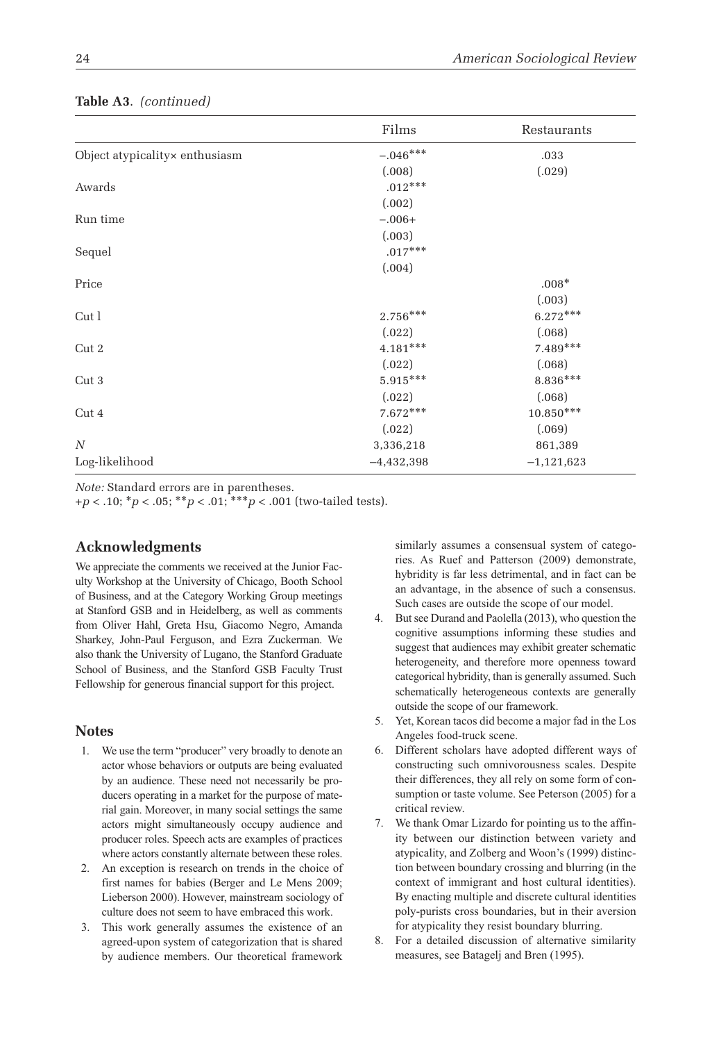**Table A3.** *(continued)*

| | Films | Restaurants |
|---|---|---|
| Object atypicality× enthusiasm | −.046*** | .033 |
| | (.008) | (.029) |
| Awards | .012*** | |
| | (.002) | |
| Run time | −.006+ | |
| | (.003) | |
| Sequel | .017*** | |
| | (.004) | |
| Price | | .008* |
| | | (.003) |
| Cut 1 | 2.756*** | 6.272*** |
| | (.022) | (.068) |
| Cut 2 | 4.181*** | 7.489*** |
| | (.022) | (.068) |
| Cut 3 | 5.915*** | 8.836*** |
| | (.022) | (.068) |
| Cut 4 | 7.672*** | 10.850*** |
| | (.022) | (.069) |
| *N* | 3,336,218 | 861,389 |
| Log-likelihood | −4,432,398 | −1,121,623 |

*Note:* Standard errors are in parentheses.
+$p < .10$; *$p < .05$; **$p < .01$; ***$p < .001$ (two-tailed tests).

## Acknowledgments

We appreciate the comments we received at the Junior Faculty Workshop at the University of Chicago, Booth School of Business, and at the Category Working Group meetings at Stanford GSB and in Heidelberg, as well as comments from Oliver Hahl, Greta Hsu, Giacomo Negro, Amanda Sharkey, John-Paul Ferguson, and Ezra Zuckerman. We also thank the University of Lugano, the Stanford Graduate School of Business, and the Stanford GSB Faculty Trust Fellowship for generous financial support for this project.

## Notes

1. We use the term "producer" very broadly to denote an actor whose behaviors or outputs are being evaluated by an audience. These need not necessarily be producers operating in a market for the purpose of material gain. Moreover, in many social settings the same actors might simultaneously occupy audience and producer roles. Speech acts are examples of practices where actors constantly alternate between these roles.
2. An exception is research on trends in the choice of first names for babies (Berger and Le Mens 2009; Lieberson 2000). However, mainstream sociology of culture does not seem to have embraced this work.
3. This work generally assumes the existence of an agreed-upon system of categorization that is shared by audience members. Our theoretical framework similarly assumes a consensual system of categories. As Ruef and Patterson (2009) demonstrate, hybridity is far less detrimental, and in fact can be an advantage, in the absence of such a consensus. Such cases are outside the scope of our model.
4. But see Durand and Paolella (2013), who question the cognitive assumptions informing these studies and suggest that audiences may exhibit greater schematic heterogeneity, and therefore more openness toward categorical hybridity, than is generally assumed. Such schematically heterogeneous contexts are generally outside the scope of our framework.
5. Yet, Korean tacos did become a major fad in the Los Angeles food-truck scene.
6. Different scholars have adopted different ways of constructing such omnivorousness scales. Despite their differences, they all rely on some form of consumption or taste volume. See Peterson (2005) for a critical review.
7. We thank Omar Lizardo for pointing us to the affinity between our distinction between variety and atypicality, and Zolberg and Woon's (1999) distinction between boundary crossing and blurring (in the context of immigrant and host cultural identities). By enacting multiple and discrete cultural identities poly-purists cross boundaries, but in their aversion for atypicality they resist boundary blurring.
8. For a detailed discussion of alternative similarity measures, see Batagelj and Bren (1995).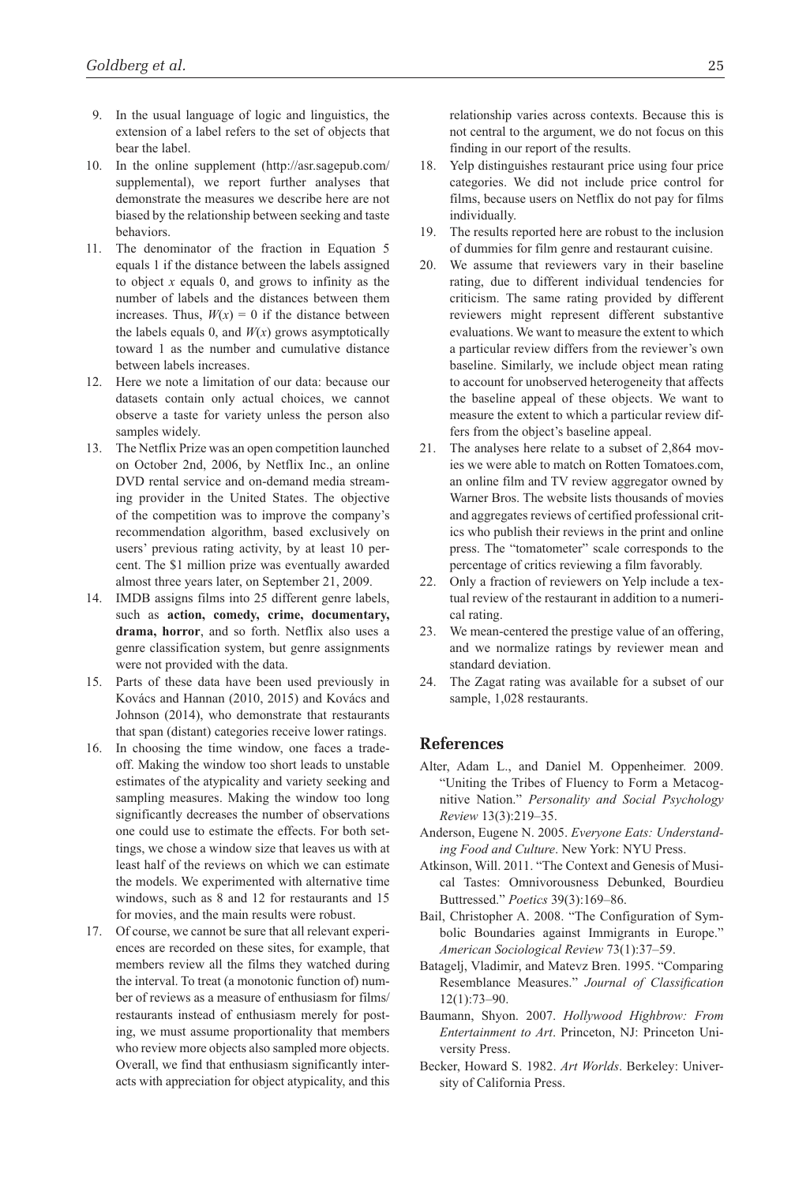9. In the usual language of logic and linguistics, the extension of a label refers to the set of objects that bear the label.
10. In the online supplement (http://asr.sagepub.com/supplemental), we report further analyses that demonstrate the measures we describe here are not biased by the relationship between seeking and taste behaviors.
11. The denominator of the fraction in Equation 5 equals 1 if the distance between the labels assigned to object $x$ equals 0, and grows to infinity as the number of labels and the distances between them increases. Thus, $W(x) = 0$ if the distance between the labels equals 0, and $W(x)$ grows asymptotically toward 1 as the number and cumulative distance between labels increases.
12. Here we note a limitation of our data: because our datasets contain only actual choices, we cannot observe a taste for variety unless the person also samples widely.
13. The Netflix Prize was an open competition launched on October 2nd, 2006, by Netflix Inc., an online DVD rental service and on-demand media streaming provider in the United States. The objective of the competition was to improve the company's recommendation algorithm, based exclusively on users' previous rating activity, by at least 10 percent. The $1 million prize was eventually awarded almost three years later, on September 21, 2009.
14. IMDB assigns films into 25 different genre labels, such as **action, comedy, crime, documentary, drama, horror**, and so forth. Netflix also uses a genre classification system, but genre assignments were not provided with the data.
15. Parts of these data have been used previously in Kovács and Hannan (2010, 2015) and Kovács and Johnson (2014), who demonstrate that restaurants that span (distant) categories receive lower ratings.
16. In choosing the time window, one faces a tradeoff. Making the window too short leads to unstable estimates of the atypicality and variety seeking and sampling measures. Making the window too long significantly decreases the number of observations one could use to estimate the effects. For both settings, we chose a window size that leaves us with at least half of the reviews on which we can estimate the models. We experimented with alternative time windows, such as 8 and 12 for restaurants and 15 for movies, and the main results were robust.
17. Of course, we cannot be sure that all relevant experiences are recorded on these sites, for example, that members review all the films they watched during the interval. To treat (a monotonic function of) number of reviews as a measure of enthusiasm for films/restaurants instead of enthusiasm merely for posting, we must assume proportionality that members who review more objects also sampled more objects. Overall, we find that enthusiasm significantly interacts with appreciation for object atypicality, and this relationship varies across contexts. Because this is not central to the argument, we do not focus on this finding in our report of the results.
18. Yelp distinguishes restaurant price using four price categories. We did not include price control for films, because users on Netflix do not pay for films individually.
19. The results reported here are robust to the inclusion of dummies for film genre and restaurant cuisine.
20. We assume that reviewers vary in their baseline rating, due to different individual tendencies for criticism. The same rating provided by different reviewers might represent different substantive evaluations. We want to measure the extent to which a particular review differs from the reviewer's own baseline. Similarly, we include object mean rating to account for unobserved heterogeneity that affects the baseline appeal of these objects. We want to measure the extent to which a particular review differs from the object's baseline appeal.
21. The analyses here relate to a subset of 2,864 movies we were able to match on Rotten Tomatoes.com, an online film and TV review aggregator owned by Warner Bros. The website lists thousands of movies and aggregates reviews of certified professional critics who publish their reviews in the print and online press. The "tomatometer" scale corresponds to the percentage of critics reviewing a film favorably.
22. Only a fraction of reviewers on Yelp include a textual review of the restaurant in addition to a numerical rating.
23. We mean-centered the prestige value of an offering, and we normalize ratings by reviewer mean and standard deviation.
24. The Zagat rating was available for a subset of our sample, 1,028 restaurants.

## References

Alter, Adam L., and Daniel M. Oppenheimer. 2009. "Uniting the Tribes of Fluency to Form a Metacognitive Nation." *Personality and Social Psychology Review* 13(3):219–35.

Anderson, Eugene N. 2005. *Everyone Eats: Understanding Food and Culture*. New York: NYU Press.

Atkinson, Will. 2011. "The Context and Genesis of Musical Tastes: Omnivorousness Debunked, Bourdieu Buttressed." *Poetics* 39(3):169–86.

Bail, Christopher A. 2008. "The Configuration of Symbolic Boundaries against Immigrants in Europe." *American Sociological Review* 73(1):37–59.

Batagelj, Vladimir, and Matevz Bren. 1995. "Comparing Resemblance Measures." *Journal of Classification* 12(1):73–90.

Baumann, Shyon. 2007. *Hollywood Highbrow: From Entertainment to Art*. Princeton, NJ: Princeton University Press.

Becker, Howard S. 1982. *Art Worlds*. Berkeley: University of California Press.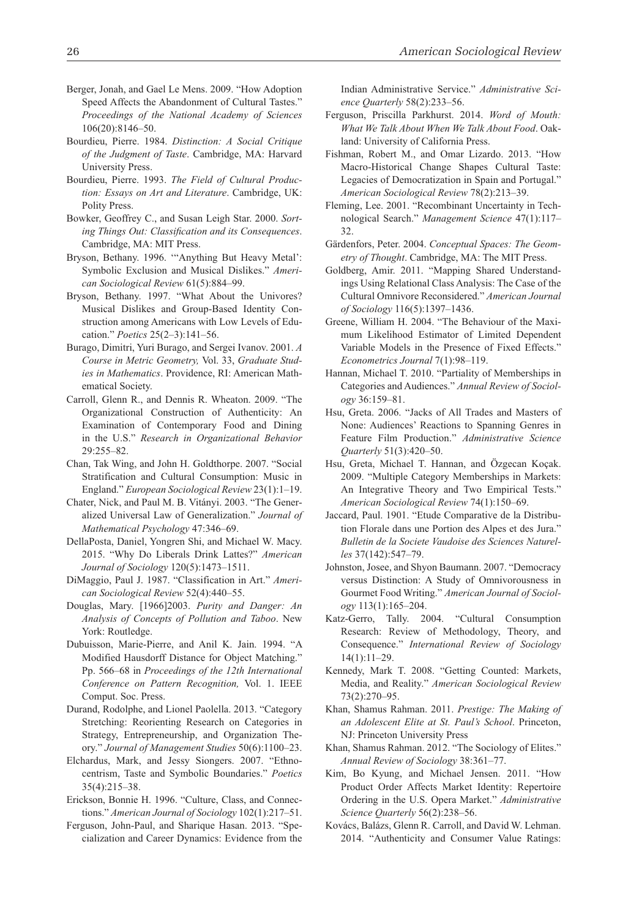Berger, Jonah, and Gael Le Mens. 2009. "How Adoption Speed Affects the Abandonment of Cultural Tastes." *Proceedings of the National Academy of Sciences* 106(20):8146–50.

Bourdieu, Pierre. 1984. *Distinction: A Social Critique of the Judgment of Taste*. Cambridge, MA: Harvard University Press.

Bourdieu, Pierre. 1993. *The Field of Cultural Production: Essays on Art and Literature*. Cambridge, UK: Polity Press.

Bowker, Geoffrey C., and Susan Leigh Star. 2000. *Sorting Things Out: Classification and its Consequences*. Cambridge, MA: MIT Press.

Bryson, Bethany. 1996. "'Anything But Heavy Metal': Symbolic Exclusion and Musical Dislikes." *American Sociological Review* 61(5):884–99.

Bryson, Bethany. 1997. "What About the Univores? Musical Dislikes and Group-Based Identity Construction among Americans with Low Levels of Education." *Poetics* 25(2–3):141–56.

Burago, Dimitri, Yuri Burago, and Sergei Ivanov. 2001. *A Course in Metric Geometry,* Vol. 33, *Graduate Studies in Mathematics*. Providence, RI: American Mathematical Society.

Carroll, Glenn R., and Dennis R. Wheaton. 2009. "The Organizational Construction of Authenticity: An Examination of Contemporary Food and Dining in the U.S." *Research in Organizational Behavior* 29:255–82.

Chan, Tak Wing, and John H. Goldthorpe. 2007. "Social Stratification and Cultural Consumption: Music in England." *European Sociological Review* 23(1):1–19.

Chater, Nick, and Paul M. B. Vitányi. 2003. "The Generalized Universal Law of Generalization." *Journal of Mathematical Psychology* 47:346–69.

DellaPosta, Daniel, Yongren Shi, and Michael W. Macy. 2015. "Why Do Liberals Drink Lattes?" *American Journal of Sociology* 120(5):1473–1511.

DiMaggio, Paul J. 1987. "Classification in Art." *American Sociological Review* 52(4):440–55.

Douglas, Mary. [1966]2003. *Purity and Danger: An Analysis of Concepts of Pollution and Taboo*. New York: Routledge.

Dubuisson, Marie-Pierre, and Anil K. Jain. 1994. "A Modified Hausdorff Distance for Object Matching." Pp. 566–68 in *Proceedings of the 12th International Conference on Pattern Recognition,* Vol. 1. IEEE Comput. Soc. Press.

Durand, Rodolphe, and Lionel Paolella. 2013. "Category Stretching: Reorienting Research on Categories in Strategy, Entrepreneurship, and Organization Theory." *Journal of Management Studies* 50(6):1100–23.

Elchardus, Mark, and Jessy Siongers. 2007. "Ethnocentrism, Taste and Symbolic Boundaries." *Poetics* 35(4):215–38.

Erickson, Bonnie H. 1996. "Culture, Class, and Connections." *American Journal of Sociology* 102(1):217–51.

Ferguson, John-Paul, and Sharique Hasan. 2013. "Specialization and Career Dynamics: Evidence from the Indian Administrative Service." *Administrative Science Quarterly* 58(2):233–56.

Ferguson, Priscilla Parkhurst. 2014. *Word of Mouth: What We Talk About When We Talk About Food*. Oakland: University of California Press.

Fishman, Robert M., and Omar Lizardo. 2013. "How Macro-Historical Change Shapes Cultural Taste: Legacies of Democratization in Spain and Portugal." *American Sociological Review* 78(2):213–39.

Fleming, Lee. 2001. "Recombinant Uncertainty in Technological Search." *Management Science* 47(1):117–32.

Gärdenfors, Peter. 2004. *Conceptual Spaces: The Geometry of Thought*. Cambridge, MA: The MIT Press.

Goldberg, Amir. 2011. "Mapping Shared Understandings Using Relational Class Analysis: The Case of the Cultural Omnivore Reconsidered." *American Journal of Sociology* 116(5):1397–1436.

Greene, William H. 2004. "The Behaviour of the Maximum Likelihood Estimator of Limited Dependent Variable Models in the Presence of Fixed Effects." *Econometrics Journal* 7(1):98–119.

Hannan, Michael T. 2010. "Partiality of Memberships in Categories and Audiences." *Annual Review of Sociology* 36:159–81.

Hsu, Greta. 2006. "Jacks of All Trades and Masters of None: Audiences' Reactions to Spanning Genres in Feature Film Production." *Administrative Science Quarterly* 51(3):420–50.

Hsu, Greta, Michael T. Hannan, and Özgecan Koçak. 2009. "Multiple Category Memberships in Markets: An Integrative Theory and Two Empirical Tests." *American Sociological Review* 74(1):150–69.

Jaccard, Paul. 1901. "Etude Comparative de la Distribution Florale dans une Portion des Alpes et des Jura." *Bulletin de la Societe Vaudoise des Sciences Naturelles* 37(142):547–79.

Johnston, Josee, and Shyon Baumann. 2007. "Democracy versus Distinction: A Study of Omnivorousness in Gourmet Food Writing." *American Journal of Sociology* 113(1):165–204.

Katz-Gerro, Tally. 2004. "Cultural Consumption Research: Review of Methodology, Theory, and Consequence." *International Review of Sociology* 14(1):11–29.

Kennedy, Mark T. 2008. "Getting Counted: Markets, Media, and Reality." *American Sociological Review* 73(2):270–95.

Khan, Shamus Rahman. 2011. *Prestige: The Making of an Adolescent Elite at St. Paul's School*. Princeton, NJ: Princeton University Press

Khan, Shamus Rahman. 2012. "The Sociology of Elites." *Annual Review of Sociology* 38:361–77.

Kim, Bo Kyung, and Michael Jensen. 2011. "How Product Order Affects Market Identity: Repertoire Ordering in the U.S. Opera Market." *Administrative Science Quarterly* 56(2):238–56.

Kovács, Balázs, Glenn R. Carroll, and David W. Lehman. 2014. "Authenticity and Consumer Value Ratings: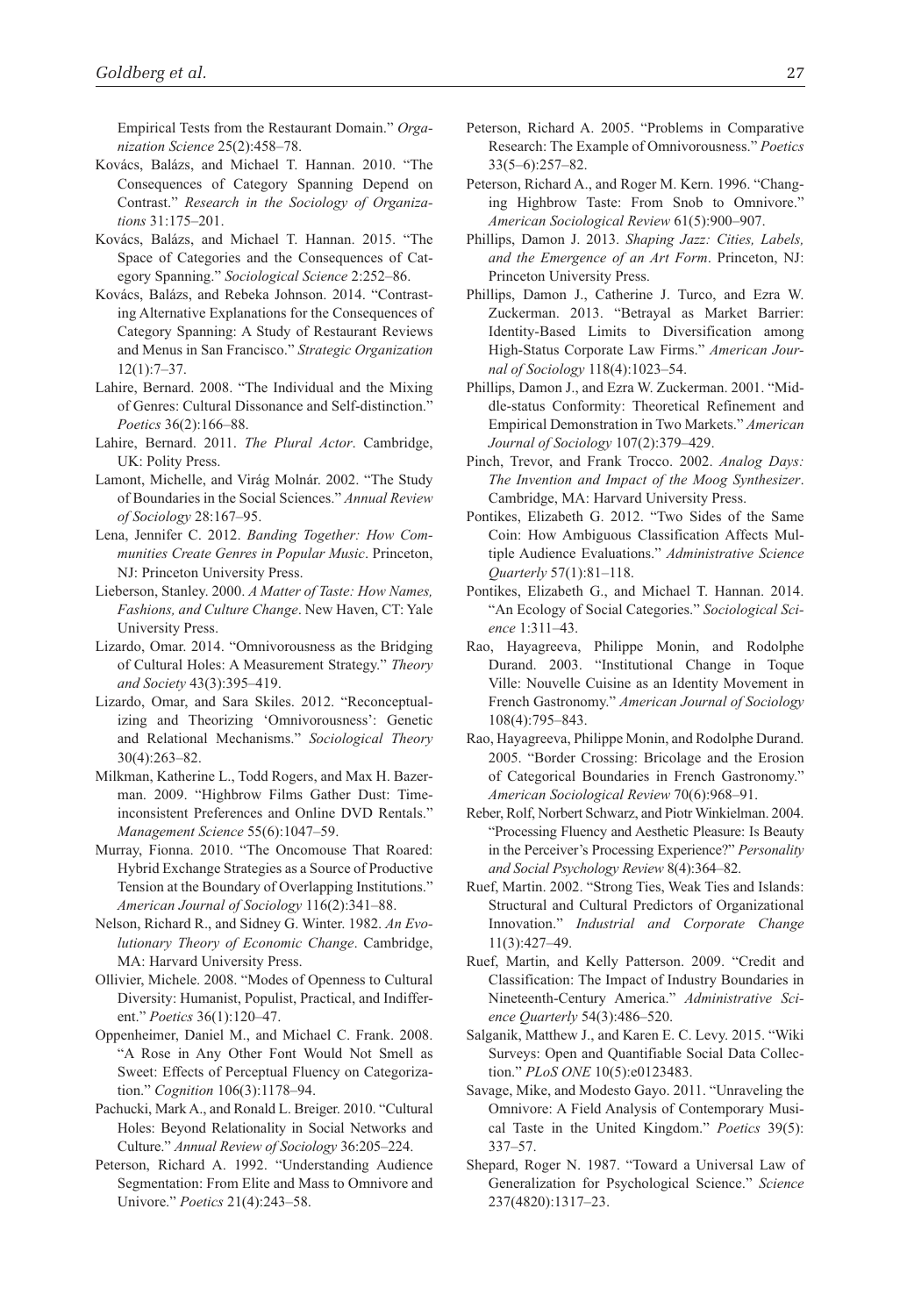Empirical Tests from the Restaurant Domain." *Organization Science* 25(2):458–78.

Kovács, Balázs, and Michael T. Hannan. 2010. "The Consequences of Category Spanning Depend on Contrast." *Research in the Sociology of Organizations* 31:175–201.

Kovács, Balázs, and Michael T. Hannan. 2015. "The Space of Categories and the Consequences of Category Spanning." *Sociological Science* 2:252–86.

Kovács, Balázs, and Rebeka Johnson. 2014. "Contrasting Alternative Explanations for the Consequences of Category Spanning: A Study of Restaurant Reviews and Menus in San Francisco." *Strategic Organization* 12(1):7–37.

Lahire, Bernard. 2008. "The Individual and the Mixing of Genres: Cultural Dissonance and Self-distinction." *Poetics* 36(2):166–88.

Lahire, Bernard. 2011. *The Plural Actor*. Cambridge, UK: Polity Press.

Lamont, Michelle, and Virág Molnár. 2002. "The Study of Boundaries in the Social Sciences." *Annual Review of Sociology* 28:167–95.

Lena, Jennifer C. 2012. *Banding Together: How Communities Create Genres in Popular Music*. Princeton, NJ: Princeton University Press.

Lieberson, Stanley. 2000. *A Matter of Taste: How Names, Fashions, and Culture Change*. New Haven, CT: Yale University Press.

Lizardo, Omar. 2014. "Omnivorousness as the Bridging of Cultural Holes: A Measurement Strategy." *Theory and Society* 43(3):395–419.

Lizardo, Omar, and Sara Skiles. 2012. "Reconceptualizing and Theorizing 'Omnivorousness': Genetic and Relational Mechanisms." *Sociological Theory* 30(4):263–82.

Milkman, Katherine L., Todd Rogers, and Max H. Bazerman. 2009. "Highbrow Films Gather Dust: Time-inconsistent Preferences and Online DVD Rentals." *Management Science* 55(6):1047–59.

Murray, Fionna. 2010. "The Oncomouse That Roared: Hybrid Exchange Strategies as a Source of Productive Tension at the Boundary of Overlapping Institutions." *American Journal of Sociology* 116(2):341–88.

Nelson, Richard R., and Sidney G. Winter. 1982. *An Evolutionary Theory of Economic Change*. Cambridge, MA: Harvard University Press.

Ollivier, Michele. 2008. "Modes of Openness to Cultural Diversity: Humanist, Populist, Practical, and Indifferent." *Poetics* 36(1):120–47.

Oppenheimer, Daniel M., and Michael C. Frank. 2008. "A Rose in Any Other Font Would Not Smell as Sweet: Effects of Perceptual Fluency on Categorization." *Cognition* 106(3):1178–94.

Pachucki, Mark A., and Ronald L. Breiger. 2010. "Cultural Holes: Beyond Relationality in Social Networks and Culture." *Annual Review of Sociology* 36:205–224.

Peterson, Richard A. 1992. "Understanding Audience Segmentation: From Elite and Mass to Omnivore and Univore." *Poetics* 21(4):243–58.

Peterson, Richard A. 2005. "Problems in Comparative Research: The Example of Omnivorousness." *Poetics* 33(5–6):257–82.

Peterson, Richard A., and Roger M. Kern. 1996. "Changing Highbrow Taste: From Snob to Omnivore." *American Sociological Review* 61(5):900–907.

Phillips, Damon J. 2013. *Shaping Jazz: Cities, Labels, and the Emergence of an Art Form*. Princeton, NJ: Princeton University Press.

Phillips, Damon J., Catherine J. Turco, and Ezra W. Zuckerman. 2013. "Betrayal as Market Barrier: Identity-Based Limits to Diversification among High-Status Corporate Law Firms." *American Journal of Sociology* 118(4):1023–54.

Phillips, Damon J., and Ezra W. Zuckerman. 2001. "Middle-status Conformity: Theoretical Refinement and Empirical Demonstration in Two Markets." *American Journal of Sociology* 107(2):379–429.

Pinch, Trevor, and Frank Trocco. 2002. *Analog Days: The Invention and Impact of the Moog Synthesizer*. Cambridge, MA: Harvard University Press.

Pontikes, Elizabeth G. 2012. "Two Sides of the Same Coin: How Ambiguous Classification Affects Multiple Audience Evaluations." *Administrative Science Quarterly* 57(1):81–118.

Pontikes, Elizabeth G., and Michael T. Hannan. 2014. "An Ecology of Social Categories." *Sociological Science* 1:311–43.

Rao, Hayagreeva, Philippe Monin, and Rodolphe Durand. 2003. "Institutional Change in Toque Ville: Nouvelle Cuisine as an Identity Movement in French Gastronomy." *American Journal of Sociology* 108(4):795–843.

Rao, Hayagreeva, Philippe Monin, and Rodolphe Durand. 2005. "Border Crossing: Bricolage and the Erosion of Categorical Boundaries in French Gastronomy." *American Sociological Review* 70(6):968–91.

Reber, Rolf, Norbert Schwarz, and Piotr Winkielman. 2004. "Processing Fluency and Aesthetic Pleasure: Is Beauty in the Perceiver's Processing Experience?" *Personality and Social Psychology Review* 8(4):364–82.

Ruef, Martin. 2002. "Strong Ties, Weak Ties and Islands: Structural and Cultural Predictors of Organizational Innovation." *Industrial and Corporate Change* 11(3):427–49.

Ruef, Martin, and Kelly Patterson. 2009. "Credit and Classification: The Impact of Industry Boundaries in Nineteenth-Century America." *Administrative Science Quarterly* 54(3):486–520.

Salganik, Matthew J., and Karen E. C. Levy. 2015. "Wiki Surveys: Open and Quantifiable Social Data Collection." *PLoS ONE* 10(5):e0123483.

Savage, Mike, and Modesto Gayo. 2011. "Unraveling the Omnivore: A Field Analysis of Contemporary Musical Taste in the United Kingdom." *Poetics* 39(5):337–57.

Shepard, Roger N. 1987. "Toward a Universal Law of Generalization for Psychological Science." *Science* 237(4820):1317–23.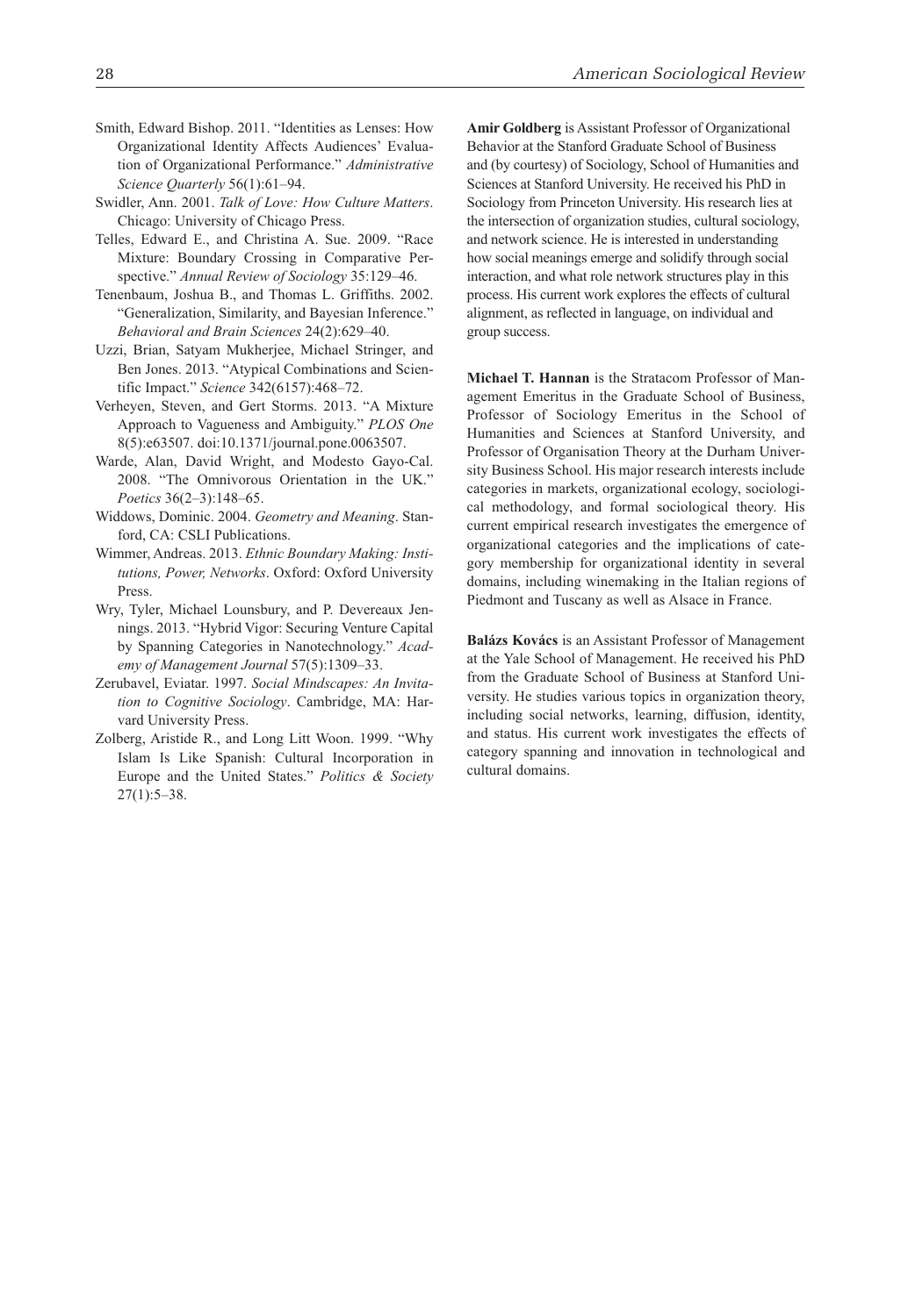Smith, Edward Bishop. 2011. "Identities as Lenses: How Organizational Identity Affects Audiences' Evaluation of Organizational Performance." *Administrative Science Quarterly* 56(1):61–94.

Swidler, Ann. 2001. *Talk of Love: How Culture Matters*. Chicago: University of Chicago Press.

Telles, Edward E., and Christina A. Sue. 2009. "Race Mixture: Boundary Crossing in Comparative Perspective." *Annual Review of Sociology* 35:129–46.

Tenenbaum, Joshua B., and Thomas L. Griffiths. 2002. "Generalization, Similarity, and Bayesian Inference." *Behavioral and Brain Sciences* 24(2):629–40.

Uzzi, Brian, Satyam Mukherjee, Michael Stringer, and Ben Jones. 2013. "Atypical Combinations and Scientific Impact." *Science* 342(6157):468–72.

Verheyen, Steven, and Gert Storms. 2013. "A Mixture Approach to Vagueness and Ambiguity." *PLOS One* 8(5):e63507. doi:10.1371/journal.pone.0063507.

Warde, Alan, David Wright, and Modesto Gayo-Cal. 2008. "The Omnivorous Orientation in the UK." *Poetics* 36(2–3):148–65.

Widdows, Dominic. 2004. *Geometry and Meaning*. Stanford, CA: CSLI Publications.

Wimmer, Andreas. 2013. *Ethnic Boundary Making: Institutions, Power, Networks*. Oxford: Oxford University Press.

Wry, Tyler, Michael Lounsbury, and P. Devereaux Jennings. 2013. "Hybrid Vigor: Securing Venture Capital by Spanning Categories in Nanotechnology." *Academy of Management Journal* 57(5):1309–33.

Zerubavel, Eviatar. 1997. *Social Mindscapes: An Invitation to Cognitive Sociology*. Cambridge, MA: Harvard University Press.

Zolberg, Aristide R., and Long Litt Woon. 1999. "Why Islam Is Like Spanish: Cultural Incorporation in Europe and the United States." *Politics & Society* 27(1):5–38.

**Amir Goldberg** is Assistant Professor of Organizational Behavior at the Stanford Graduate School of Business and (by courtesy) of Sociology, School of Humanities and Sciences at Stanford University. He received his PhD in Sociology from Princeton University. His research lies at the intersection of organization studies, cultural sociology, and network science. He is interested in understanding how social meanings emerge and solidify through social interaction, and what role network structures play in this process. His current work explores the effects of cultural alignment, as reflected in language, on individual and group success.

**Michael T. Hannan** is the Stratacom Professor of Management Emeritus in the Graduate School of Business, Professor of Sociology Emeritus in the School of Humanities and Sciences at Stanford University, and Professor of Organisation Theory at the Durham University Business School. His major research interests include categories in markets, organizational ecology, sociological methodology, and formal sociological theory. His current empirical research investigates the emergence of organizational categories and the implications of category membership for organizational identity in several domains, including winemaking in the Italian regions of Piedmont and Tuscany as well as Alsace in France.

**Balázs Kovács** is an Assistant Professor of Management at the Yale School of Management. He received his PhD from the Graduate School of Business at Stanford University. He studies various topics in organization theory, including social networks, learning, diffusion, identity, and status. His current work investigates the effects of category spanning and innovation in technological and cultural domains.